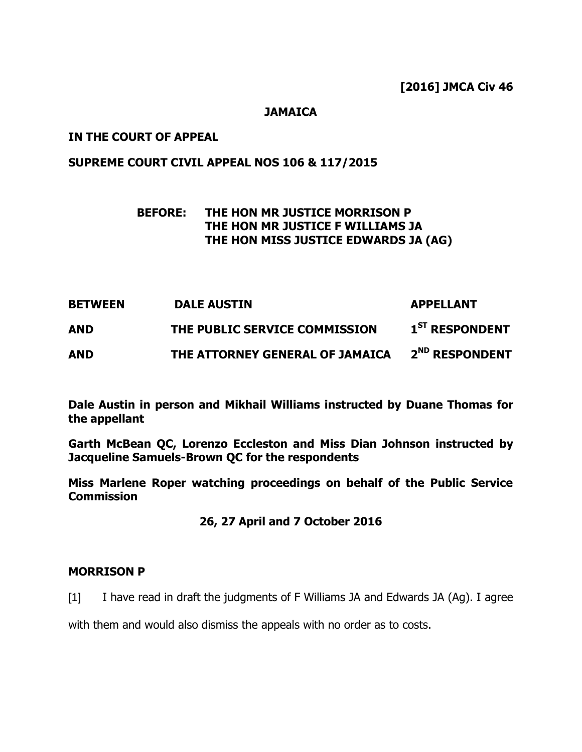**[2016] JMCA Civ 46**

**JAMAICA**

**IN THE COURT OF APPEAL**

**SUPREME COURT CIVIL APPEAL NOS 106 & 117/2015**

**BEFORE: THE HON MR JUSTICE MORRISON P**
**THE HON MR JUSTICE F WILLIAMS JA**
**THE HON MISS JUSTICE EDWARDS JA (AG)**

| | | |
|---|---|---|
| **BETWEEN** | **DALE AUSTIN** | **APPELLANT** |
| **AND** | **THE PUBLIC SERVICE COMMISSION** | **1ST RESPONDENT** |
| **AND** | **THE ATTORNEY GENERAL OF JAMAICA** | **2ND RESPONDENT** |

**Dale Austin in person and Mikhail Williams instructed by Duane Thomas for the appellant**

**Garth McBean QC, Lorenzo Eccleston and Miss Dian Johnson instructed by Jacqueline Samuels-Brown QC for the respondents**

**Miss Marlene Roper watching proceedings on behalf of the Public Service Commission**

**26, 27 April and 7 October 2016**

**MORRISON P**

[1] I have read in draft the judgments of F Williams JA and Edwards JA (Ag). I agree with them and would also dismiss the appeals with no order as to costs.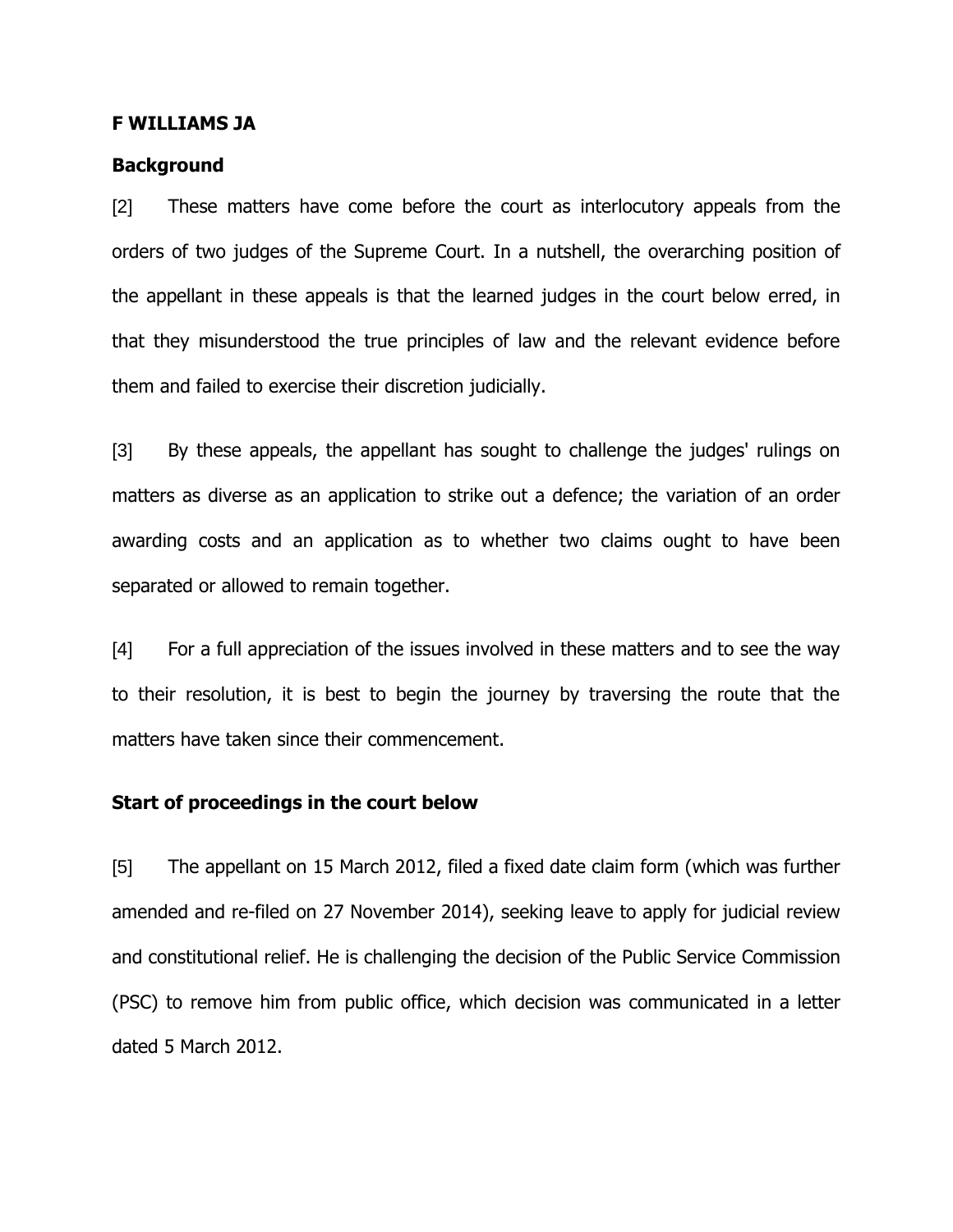**F WILLIAMS JA**

**Background**

[2] These matters have come before the court as interlocutory appeals from the orders of two judges of the Supreme Court. In a nutshell, the overarching position of the appellant in these appeals is that the learned judges in the court below erred, in that they misunderstood the true principles of law and the relevant evidence before them and failed to exercise their discretion judicially.

[3] By these appeals, the appellant has sought to challenge the judges' rulings on matters as diverse as an application to strike out a defence; the variation of an order awarding costs and an application as to whether two claims ought to have been separated or allowed to remain together.

[4] For a full appreciation of the issues involved in these matters and to see the way to their resolution, it is best to begin the journey by traversing the route that the matters have taken since their commencement.

**Start of proceedings in the court below**

[5] The appellant on 15 March 2012, filed a fixed date claim form (which was further amended and re-filed on 27 November 2014), seeking leave to apply for judicial review and constitutional relief. He is challenging the decision of the Public Service Commission (PSC) to remove him from public office, which decision was communicated in a letter dated 5 March 2012.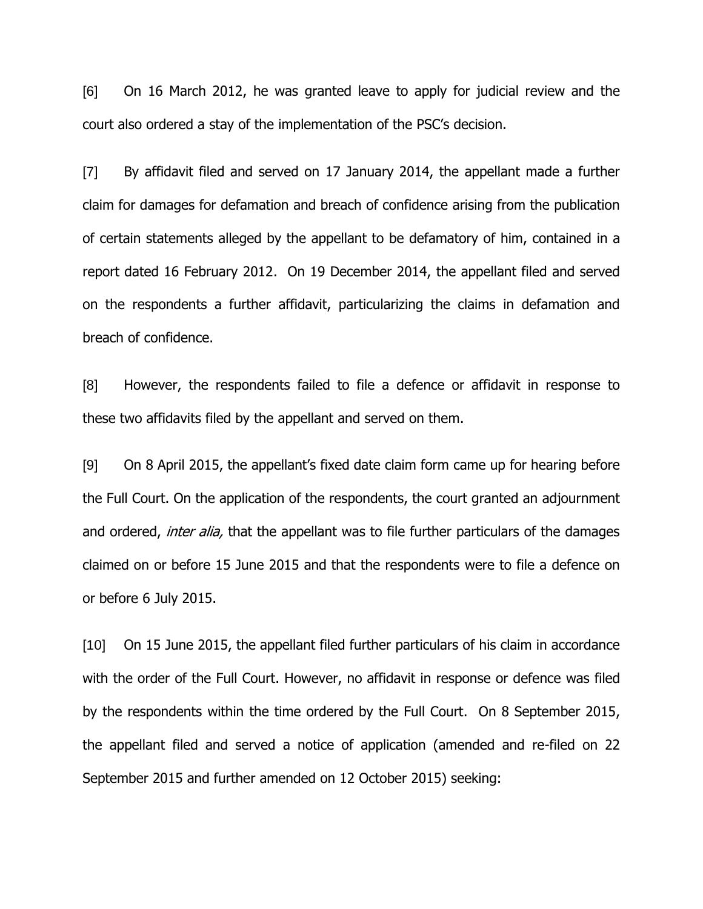[6] On 16 March 2012, he was granted leave to apply for judicial review and the court also ordered a stay of the implementation of the PSC's decision.

[7] By affidavit filed and served on 17 January 2014, the appellant made a further claim for damages for defamation and breach of confidence arising from the publication of certain statements alleged by the appellant to be defamatory of him, contained in a report dated 16 February 2012. On 19 December 2014, the appellant filed and served on the respondents a further affidavit, particularizing the claims in defamation and breach of confidence.

[8] However, the respondents failed to file a defence or affidavit in response to these two affidavits filed by the appellant and served on them.

[9] On 8 April 2015, the appellant's fixed date claim form came up for hearing before the Full Court. On the application of the respondents, the court granted an adjournment and ordered, *inter alia,* that the appellant was to file further particulars of the damages claimed on or before 15 June 2015 and that the respondents were to file a defence on or before 6 July 2015.

[10] On 15 June 2015, the appellant filed further particulars of his claim in accordance with the order of the Full Court. However, no affidavit in response or defence was filed by the respondents within the time ordered by the Full Court. On 8 September 2015, the appellant filed and served a notice of application (amended and re-filed on 22 September 2015 and further amended on 12 October 2015) seeking: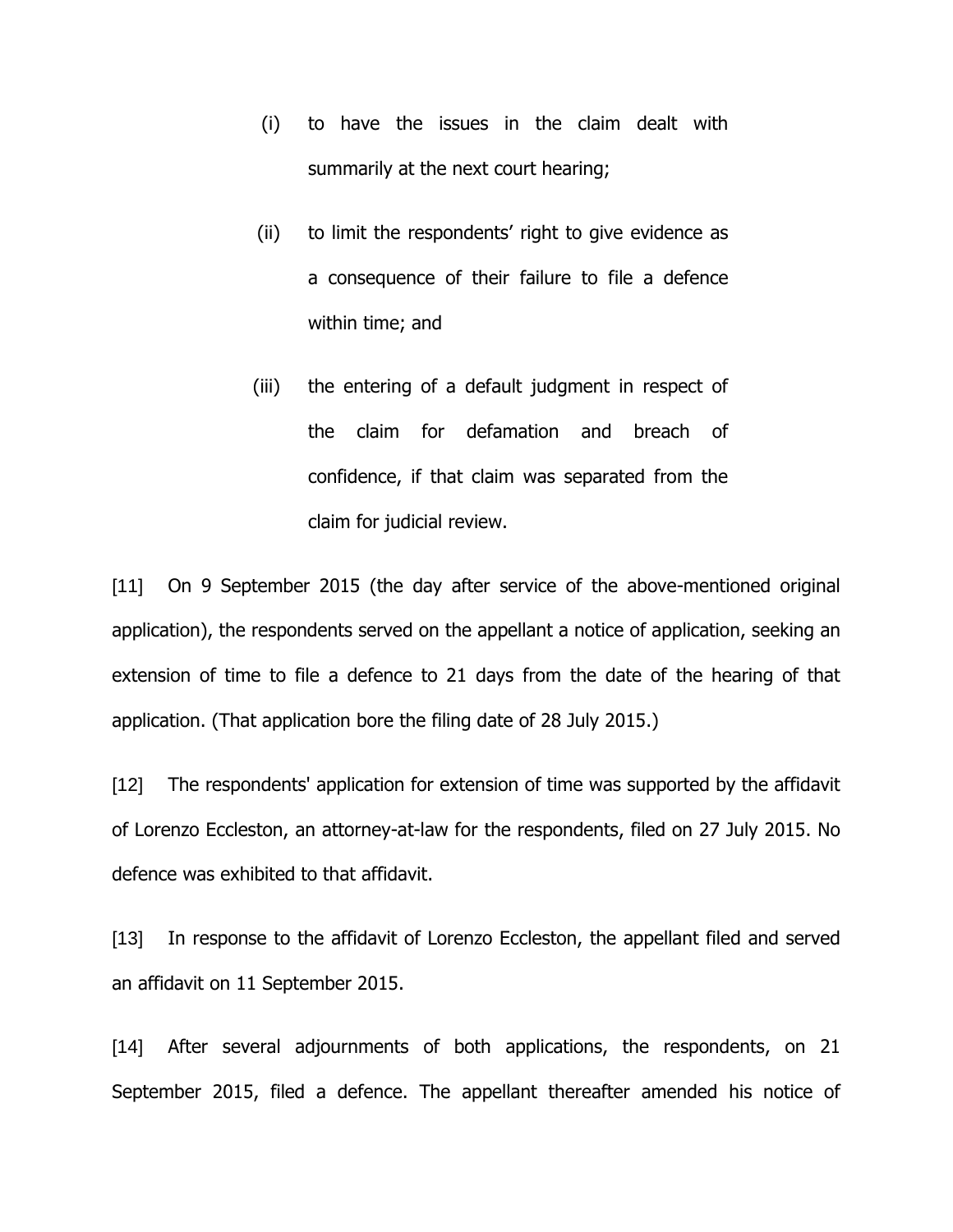(i) to have the issues in the claim dealt with summarily at the next court hearing;

(ii) to limit the respondents' right to give evidence as a consequence of their failure to file a defence within time; and

(iii) the entering of a default judgment in respect of the claim for defamation and breach of confidence, if that claim was separated from the claim for judicial review.

[11] On 9 September 2015 (the day after service of the above-mentioned original application), the respondents served on the appellant a notice of application, seeking an extension of time to file a defence to 21 days from the date of the hearing of that application. (That application bore the filing date of 28 July 2015.)

[12] The respondents' application for extension of time was supported by the affidavit of Lorenzo Eccleston, an attorney-at-law for the respondents, filed on 27 July 2015. No defence was exhibited to that affidavit.

[13] In response to the affidavit of Lorenzo Eccleston, the appellant filed and served an affidavit on 11 September 2015.

[14] After several adjournments of both applications, the respondents, on 21 September 2015, filed a defence. The appellant thereafter amended his notice of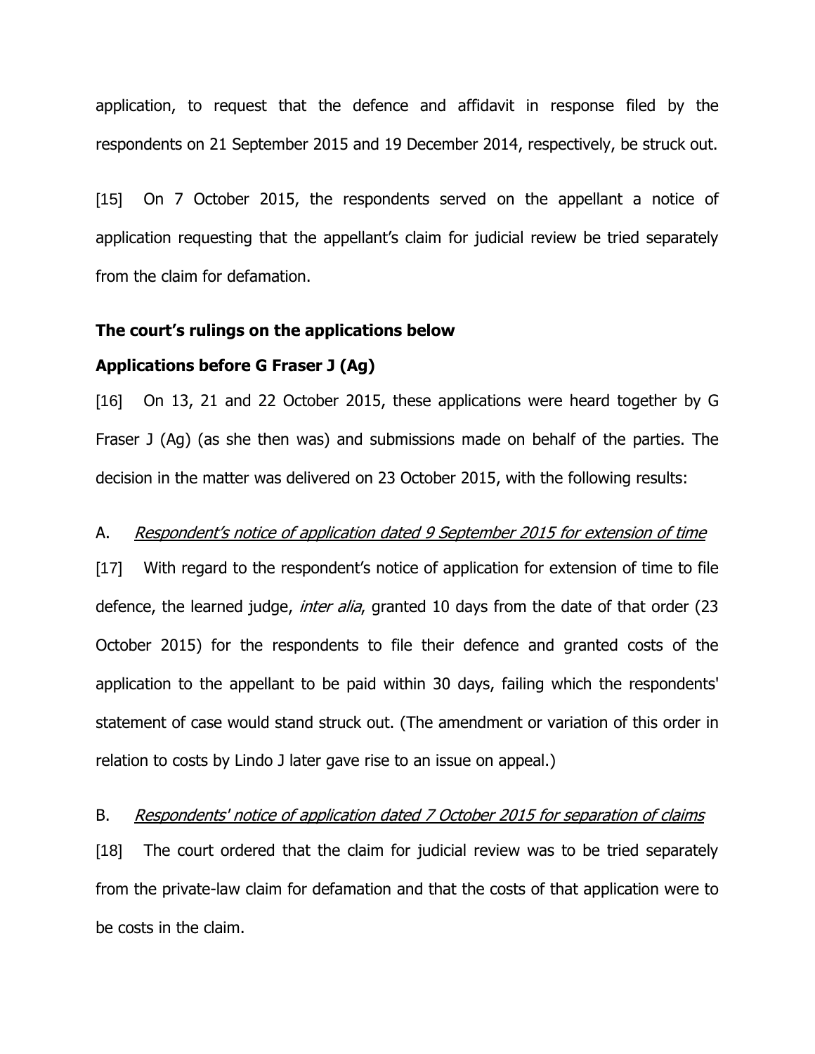application, to request that the defence and affidavit in response filed by the respondents on 21 September 2015 and 19 December 2014, respectively, be struck out.

[15] On 7 October 2015, the respondents served on the appellant a notice of application requesting that the appellant's claim for judicial review be tried separately from the claim for defamation.

### The court's rulings on the applications below

### Applications before G Fraser J (Ag)

[16] On 13, 21 and 22 October 2015, these applications were heard together by G Fraser J (Ag) (as she then was) and submissions made on behalf of the parties. The decision in the matter was delivered on 23 October 2015, with the following results:

A. _Respondent's notice of application dated 9 September 2015 for extension of time_

[17] With regard to the respondent's notice of application for extension of time to file defence, the learned judge, *inter alia*, granted 10 days from the date of that order (23 October 2015) for the respondents to file their defence and granted costs of the application to the appellant to be paid within 30 days, failing which the respondents' statement of case would stand struck out. (The amendment or variation of this order in relation to costs by Lindo J later gave rise to an issue on appeal.)

B. _Respondents' notice of application dated 7 October 2015 for separation of claims_

[18] The court ordered that the claim for judicial review was to be tried separately from the private-law claim for defamation and that the costs of that application were to be costs in the claim.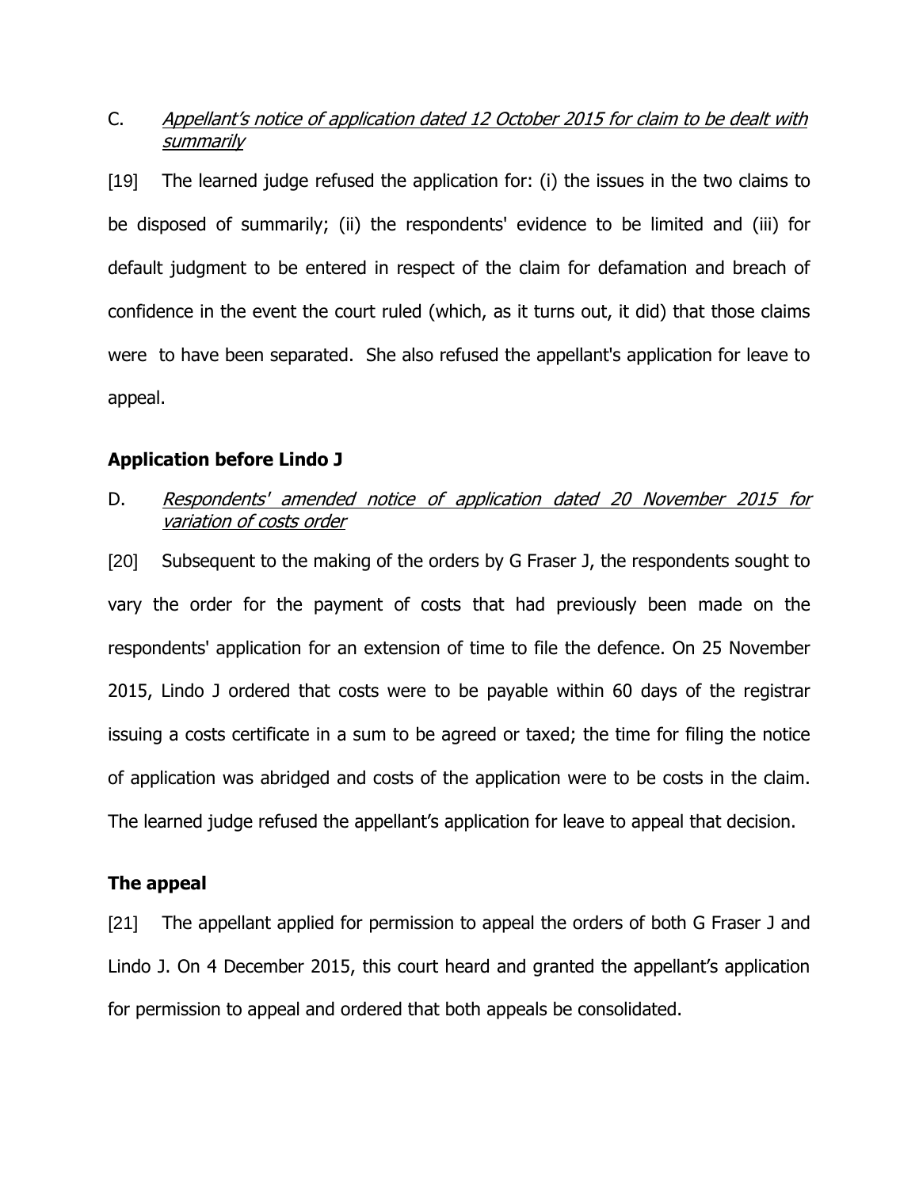C. *Appellant's notice of application dated 12 October 2015 for claim to be dealt with summarily*

[19] The learned judge refused the application for: (i) the issues in the two claims to be disposed of summarily; (ii) the respondents' evidence to be limited and (iii) for default judgment to be entered in respect of the claim for defamation and breach of confidence in the event the court ruled (which, as it turns out, it did) that those claims were to have been separated. She also refused the appellant's application for leave to appeal.

**Application before Lindo J**

D. *Respondents' amended notice of application dated 20 November 2015 for variation of costs order*

[20] Subsequent to the making of the orders by G Fraser J, the respondents sought to vary the order for the payment of costs that had previously been made on the respondents' application for an extension of time to file the defence. On 25 November 2015, Lindo J ordered that costs were to be payable within 60 days of the registrar issuing a costs certificate in a sum to be agreed or taxed; the time for filing the notice of application was abridged and costs of the application were to be costs in the claim. The learned judge refused the appellant's application for leave to appeal that decision.

**The appeal**

[21] The appellant applied for permission to appeal the orders of both G Fraser J and Lindo J. On 4 December 2015, this court heard and granted the appellant's application for permission to appeal and ordered that both appeals be consolidated.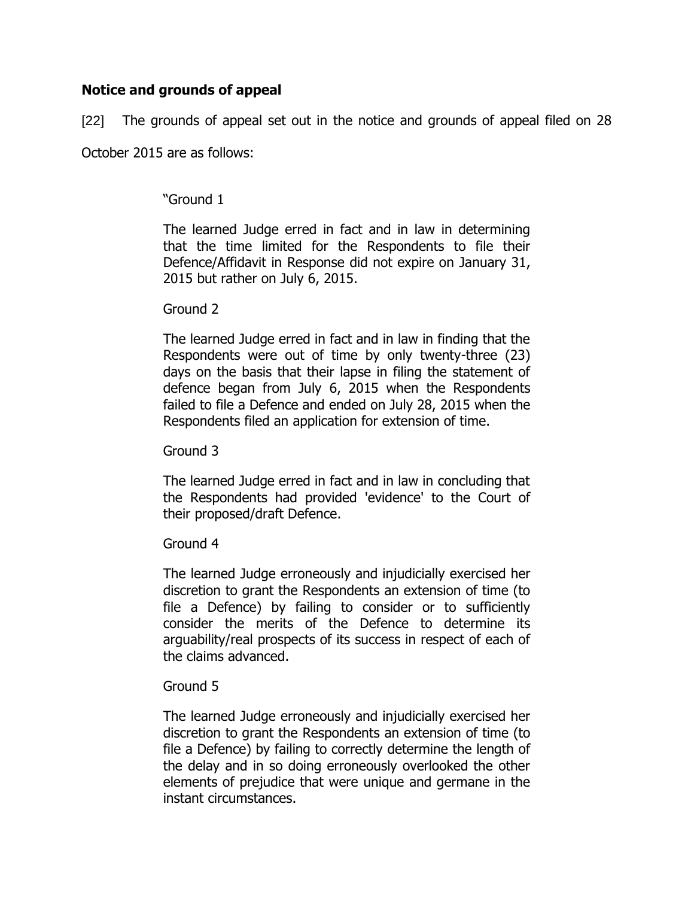**Notice and grounds of appeal**

[22] The grounds of appeal set out in the notice and grounds of appeal filed on 28 October 2015 are as follows:

> "Ground 1
>
> The learned Judge erred in fact and in law in determining that the time limited for the Respondents to file their Defence/Affidavit in Response did not expire on January 31, 2015 but rather on July 6, 2015.
>
> Ground 2
>
> The learned Judge erred in fact and in law in finding that the Respondents were out of time by only twenty-three (23) days on the basis that their lapse in filing the statement of defence began from July 6, 2015 when the Respondents failed to file a Defence and ended on July 28, 2015 when the Respondents filed an application for extension of time.
>
> Ground 3
>
> The learned Judge erred in fact and in law in concluding that the Respondents had provided 'evidence' to the Court of their proposed/draft Defence.
>
> Ground 4
>
> The learned Judge erroneously and injudicially exercised her discretion to grant the Respondents an extension of time (to file a Defence) by failing to consider or to sufficiently consider the merits of the Defence to determine its arguability/real prospects of its success in respect of each of the claims advanced.
>
> Ground 5
>
> The learned Judge erroneously and injudicially exercised her discretion to grant the Respondents an extension of time (to file a Defence) by failing to correctly determine the length of the delay and in so doing erroneously overlooked the other elements of prejudice that were unique and germane in the instant circumstances.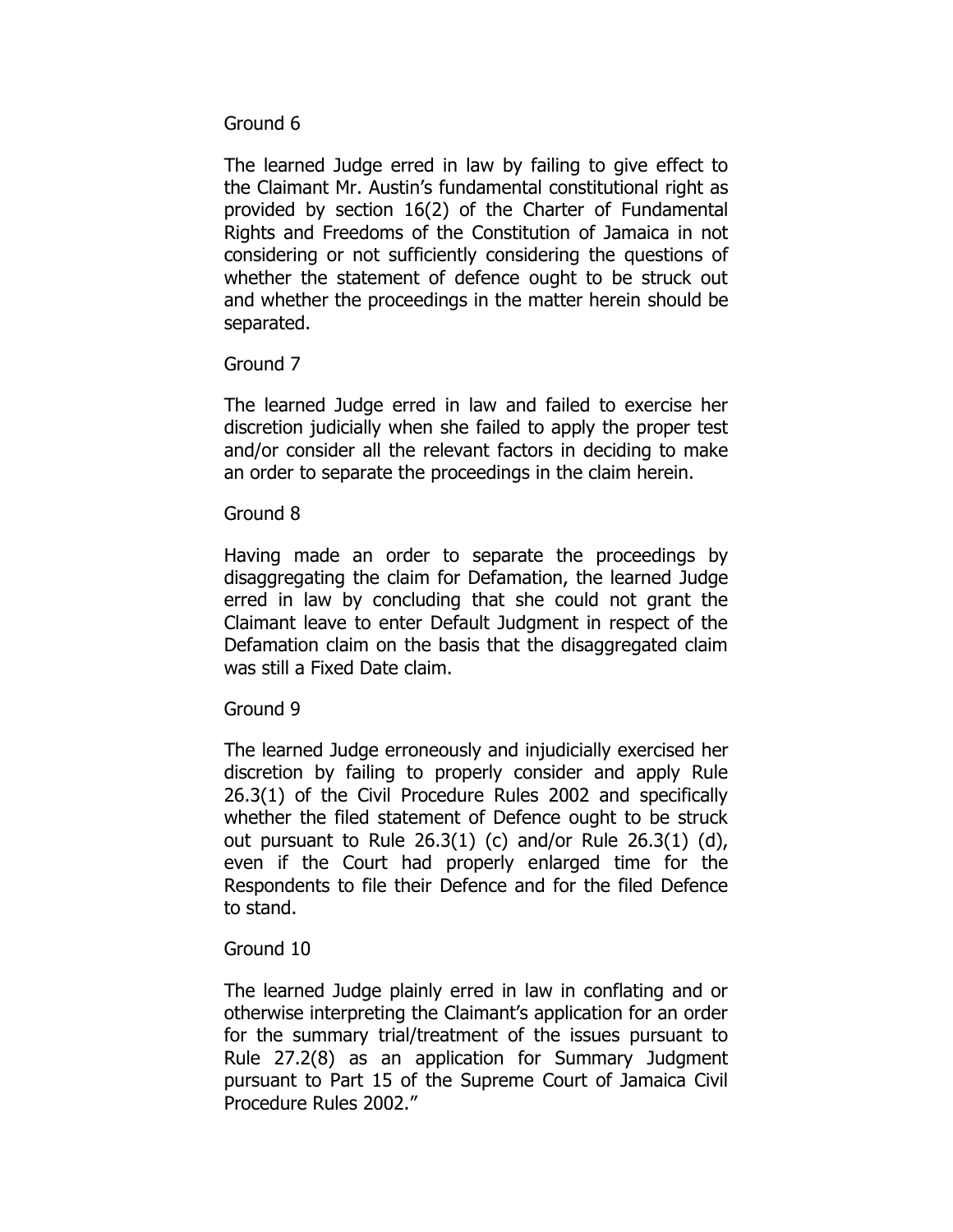Ground 6

The learned Judge erred in law by failing to give effect to the Claimant Mr. Austin's fundamental constitutional right as provided by section 16(2) of the Charter of Fundamental Rights and Freedoms of the Constitution of Jamaica in not considering or not sufficiently considering the questions of whether the statement of defence ought to be struck out and whether the proceedings in the matter herein should be separated.

Ground 7

The learned Judge erred in law and failed to exercise her discretion judicially when she failed to apply the proper test and/or consider all the relevant factors in deciding to make an order to separate the proceedings in the claim herein.

Ground 8

Having made an order to separate the proceedings by disaggregating the claim for Defamation, the learned Judge erred in law by concluding that she could not grant the Claimant leave to enter Default Judgment in respect of the Defamation claim on the basis that the disaggregated claim was still a Fixed Date claim.

Ground 9

The learned Judge erroneously and injudicially exercised her discretion by failing to properly consider and apply Rule 26.3(1) of the Civil Procedure Rules 2002 and specifically whether the filed statement of Defence ought to be struck out pursuant to Rule 26.3(1) (c) and/or Rule 26.3(1) (d), even if the Court had properly enlarged time for the Respondents to file their Defence and for the filed Defence to stand.

Ground 10

The learned Judge plainly erred in law in conflating and or otherwise interpreting the Claimant's application for an order for the summary trial/treatment of the issues pursuant to Rule 27.2(8) as an application for Summary Judgment pursuant to Part 15 of the Supreme Court of Jamaica Civil Procedure Rules 2002."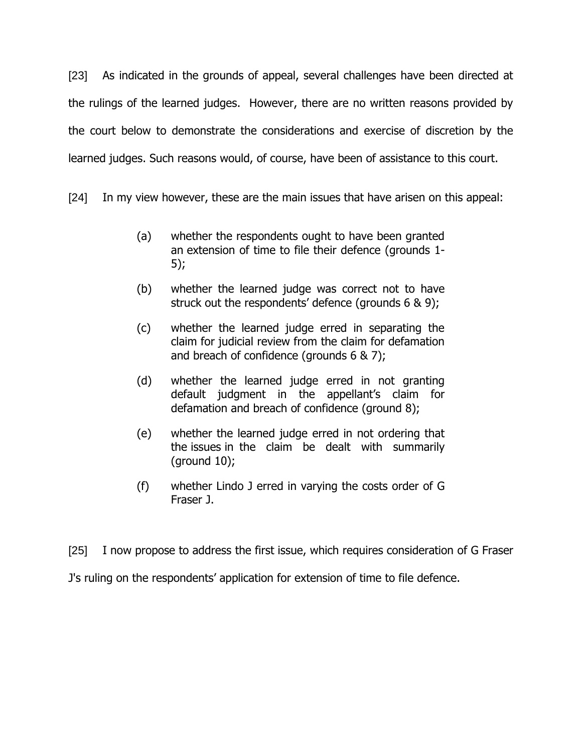[23] As indicated in the grounds of appeal, several challenges have been directed at the rulings of the learned judges. However, there are no written reasons provided by the court below to demonstrate the considerations and exercise of discretion by the learned judges. Such reasons would, of course, have been of assistance to this court.

[24] In my view however, these are the main issues that have arisen on this appeal:

> (a) whether the respondents ought to have been granted an extension of time to file their defence (grounds 1-5);
>
> (b) whether the learned judge was correct not to have struck out the respondents' defence (grounds 6 & 9);
>
> (c) whether the learned judge erred in separating the claim for judicial review from the claim for defamation and breach of confidence (grounds 6 & 7);
>
> (d) whether the learned judge erred in not granting default judgment in the appellant's claim for defamation and breach of confidence (ground 8);
>
> (e) whether the learned judge erred in not ordering that the issues in the claim be dealt with summarily (ground 10);
>
> (f) whether Lindo J erred in varying the costs order of G Fraser J.

[25] I now propose to address the first issue, which requires consideration of G Fraser J's ruling on the respondents' application for extension of time to file defence.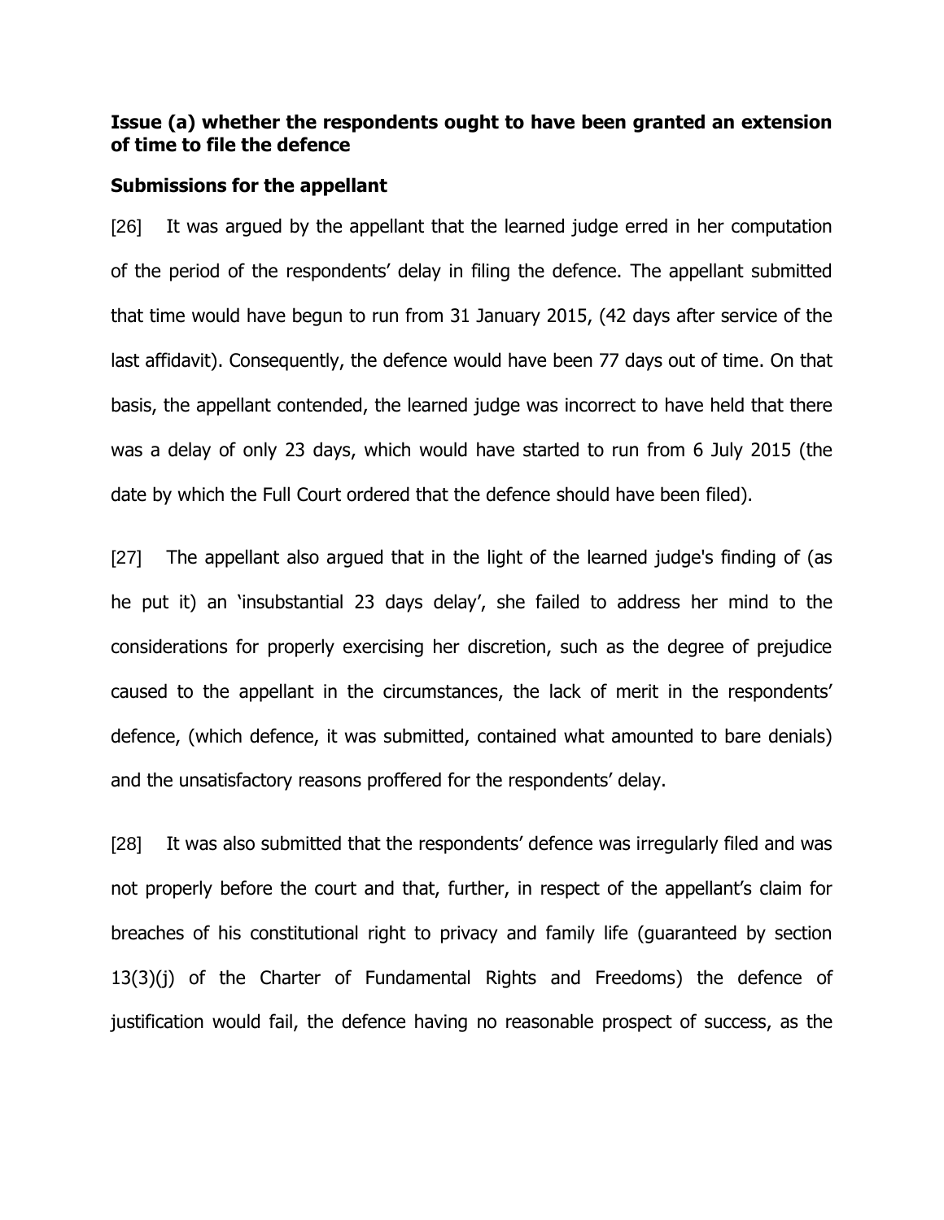**Issue (a) whether the respondents ought to have been granted an extension of time to file the defence**

**Submissions for the appellant**

[26] It was argued by the appellant that the learned judge erred in her computation of the period of the respondents' delay in filing the defence. The appellant submitted that time would have begun to run from 31 January 2015, (42 days after service of the last affidavit). Consequently, the defence would have been 77 days out of time. On that basis, the appellant contended, the learned judge was incorrect to have held that there was a delay of only 23 days, which would have started to run from 6 July 2015 (the date by which the Full Court ordered that the defence should have been filed).

[27] The appellant also argued that in the light of the learned judge's finding of (as he put it) an 'insubstantial 23 days delay', she failed to address her mind to the considerations for properly exercising her discretion, such as the degree of prejudice caused to the appellant in the circumstances, the lack of merit in the respondents' defence, (which defence, it was submitted, contained what amounted to bare denials) and the unsatisfactory reasons proffered for the respondents' delay.

[28] It was also submitted that the respondents' defence was irregularly filed and was not properly before the court and that, further, in respect of the appellant's claim for breaches of his constitutional right to privacy and family life (guaranteed by section 13(3)(j) of the Charter of Fundamental Rights and Freedoms) the defence of justification would fail, the defence having no reasonable prospect of success, as the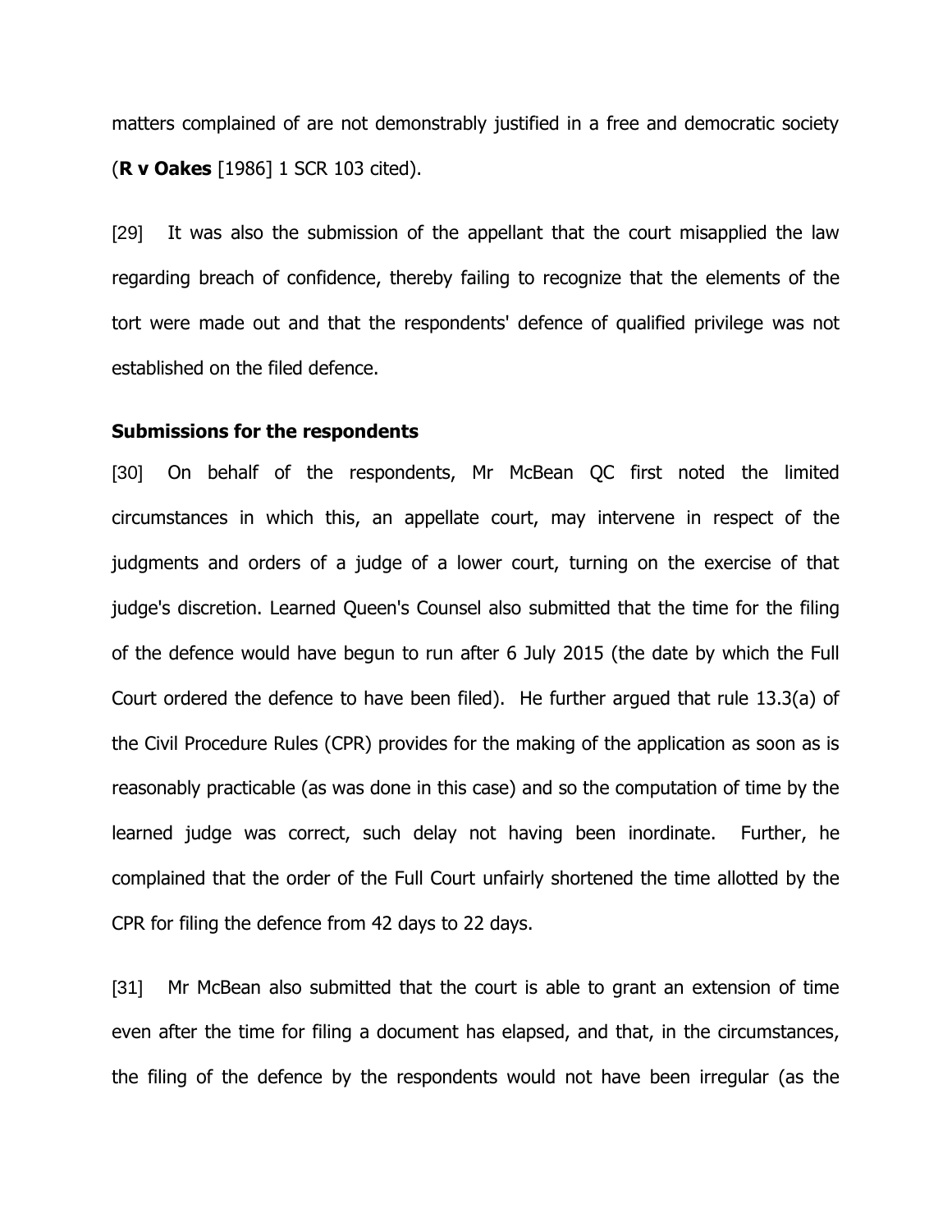matters complained of are not demonstrably justified in a free and democratic society (**R v Oakes** [1986] 1 SCR 103 cited).

[29] It was also the submission of the appellant that the court misapplied the law regarding breach of confidence, thereby failing to recognize that the elements of the tort were made out and that the respondents' defence of qualified privilege was not established on the filed defence.

**Submissions for the respondents**

[30] On behalf of the respondents, Mr McBean QC first noted the limited circumstances in which this, an appellate court, may intervene in respect of the judgments and orders of a judge of a lower court, turning on the exercise of that judge's discretion. Learned Queen's Counsel also submitted that the time for the filing of the defence would have begun to run after 6 July 2015 (the date by which the Full Court ordered the defence to have been filed). He further argued that rule 13.3(a) of the Civil Procedure Rules (CPR) provides for the making of the application as soon as is reasonably practicable (as was done in this case) and so the computation of time by the learned judge was correct, such delay not having been inordinate. Further, he complained that the order of the Full Court unfairly shortened the time allotted by the CPR for filing the defence from 42 days to 22 days.

[31] Mr McBean also submitted that the court is able to grant an extension of time even after the time for filing a document has elapsed, and that, in the circumstances, the filing of the defence by the respondents would not have been irregular (as the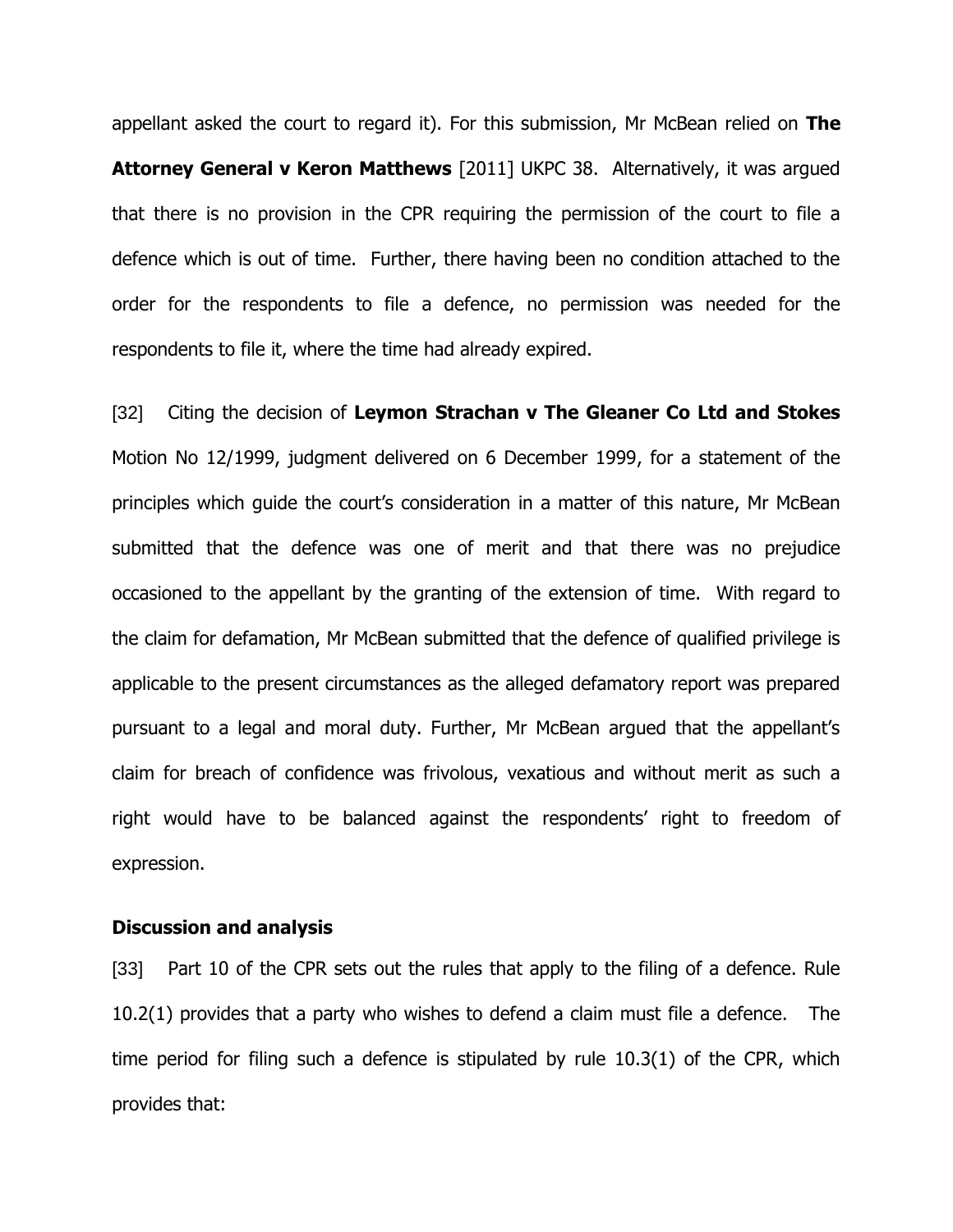appellant asked the court to regard it). For this submission, Mr McBean relied on **The Attorney General v Keron Matthews** [2011] UKPC 38. Alternatively, it was argued that there is no provision in the CPR requiring the permission of the court to file a defence which is out of time. Further, there having been no condition attached to the order for the respondents to file a defence, no permission was needed for the respondents to file it, where the time had already expired.

[32] Citing the decision of **Leymon Strachan v The Gleaner Co Ltd and Stokes** Motion No 12/1999, judgment delivered on 6 December 1999, for a statement of the principles which guide the court's consideration in a matter of this nature, Mr McBean submitted that the defence was one of merit and that there was no prejudice occasioned to the appellant by the granting of the extension of time. With regard to the claim for defamation, Mr McBean submitted that the defence of qualified privilege is applicable to the present circumstances as the alleged defamatory report was prepared pursuant to a legal and moral duty. Further, Mr McBean argued that the appellant's claim for breach of confidence was frivolous, vexatious and without merit as such a right would have to be balanced against the respondents' right to freedom of expression.

**Discussion and analysis**

[33] Part 10 of the CPR sets out the rules that apply to the filing of a defence. Rule 10.2(1) provides that a party who wishes to defend a claim must file a defence. The time period for filing such a defence is stipulated by rule 10.3(1) of the CPR, which provides that: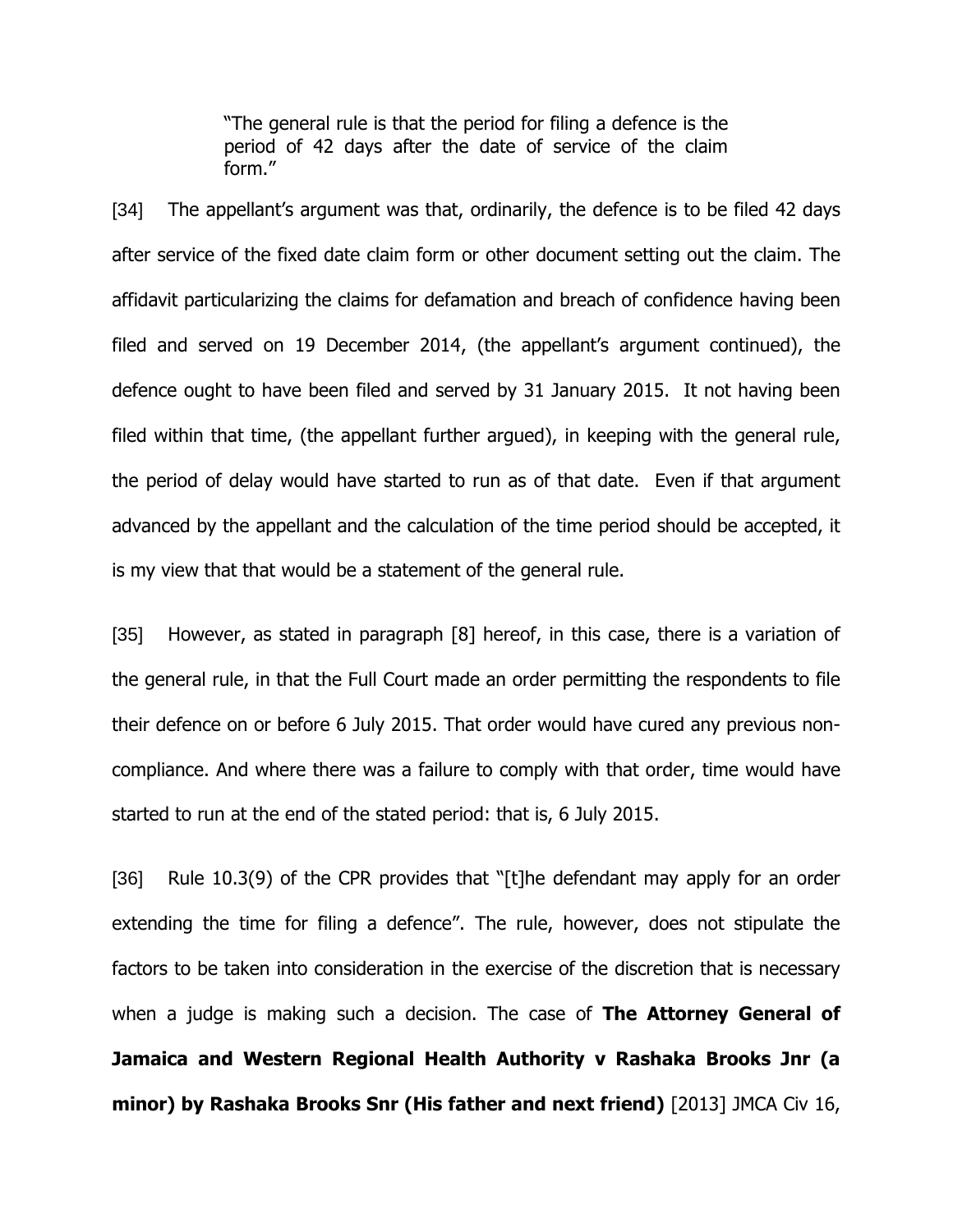> "The general rule is that the period for filing a defence is the period of 42 days after the date of service of the claim form."

[34] The appellant's argument was that, ordinarily, the defence is to be filed 42 days after service of the fixed date claim form or other document setting out the claim. The affidavit particularizing the claims for defamation and breach of confidence having been filed and served on 19 December 2014, (the appellant's argument continued), the defence ought to have been filed and served by 31 January 2015. It not having been filed within that time, (the appellant further argued), in keeping with the general rule, the period of delay would have started to run as of that date. Even if that argument advanced by the appellant and the calculation of the time period should be accepted, it is my view that that would be a statement of the general rule.

[35] However, as stated in paragraph [8] hereof, in this case, there is a variation of the general rule, in that the Full Court made an order permitting the respondents to file their defence on or before 6 July 2015. That order would have cured any previous non-compliance. And where there was a failure to comply with that order, time would have started to run at the end of the stated period: that is, 6 July 2015.

[36] Rule 10.3(9) of the CPR provides that "[t]he defendant may apply for an order extending the time for filing a defence". The rule, however, does not stipulate the factors to be taken into consideration in the exercise of the discretion that is necessary when a judge is making such a decision. The case of **The Attorney General of Jamaica and Western Regional Health Authority v Rashaka Brooks Jnr (a minor) by Rashaka Brooks Snr (His father and next friend)** [2013] JMCA Civ 16,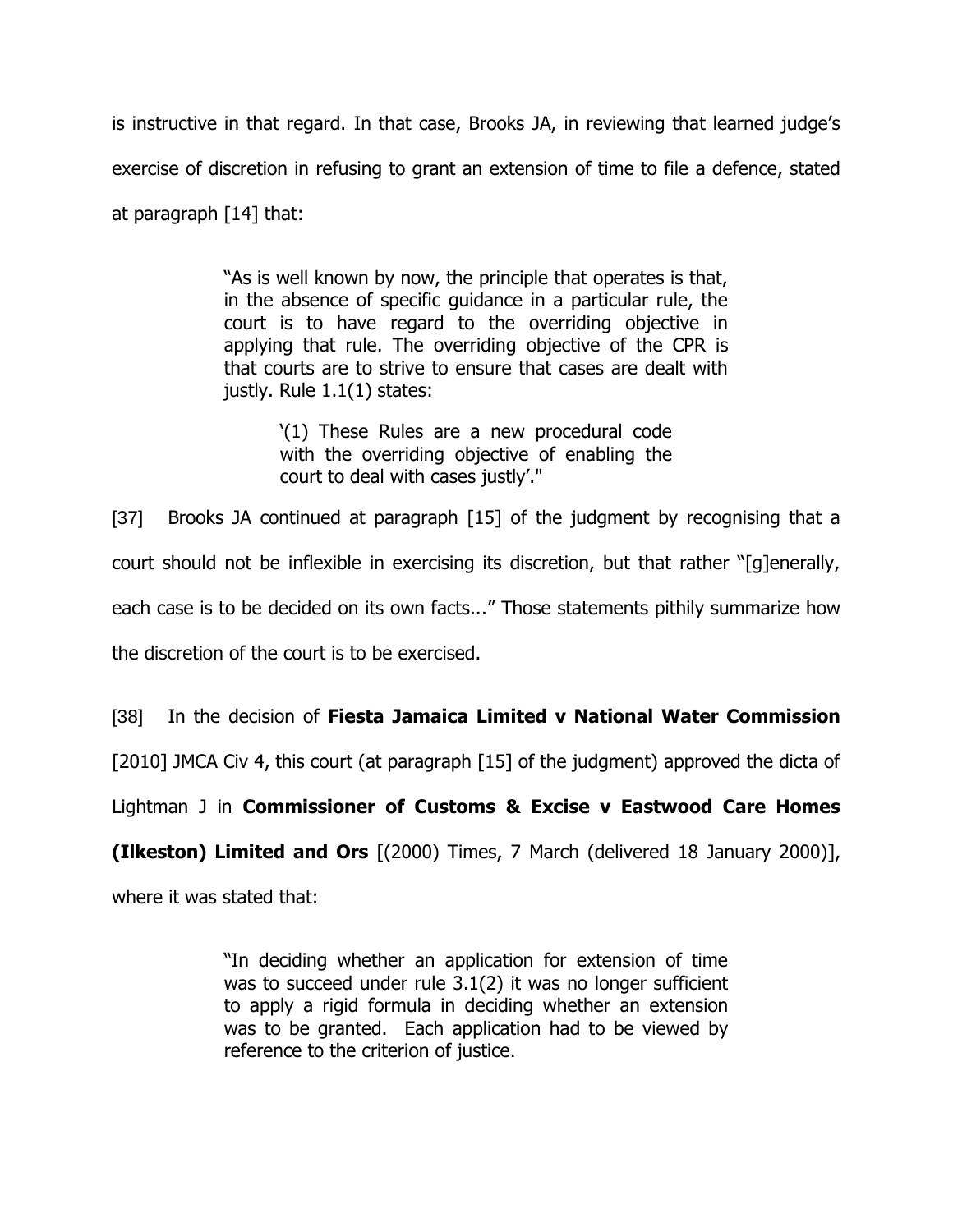is instructive in that regard. In that case, Brooks JA, in reviewing that learned judge's exercise of discretion in refusing to grant an extension of time to file a defence, stated at paragraph [14] that:

> "As is well known by now, the principle that operates is that, in the absence of specific guidance in a particular rule, the court is to have regard to the overriding objective in applying that rule. The overriding objective of the CPR is that courts are to strive to ensure that cases are dealt with justly. Rule 1.1(1) states:
>
> > '(1) These Rules are a new procedural code with the overriding objective of enabling the court to deal with cases justly'."

[37] Brooks JA continued at paragraph [15] of the judgment by recognising that a court should not be inflexible in exercising its discretion, but that rather "[g]enerally, each case is to be decided on its own facts..." Those statements pithily summarize how the discretion of the court is to be exercised.

[38] In the decision of **Fiesta Jamaica Limited v National Water Commission** [2010] JMCA Civ 4, this court (at paragraph [15] of the judgment) approved the dicta of Lightman J in **Commissioner of Customs & Excise v Eastwood Care Homes (Ilkeston) Limited and Ors** [(2000) Times, 7 March (delivered 18 January 2000)], where it was stated that:

> "In deciding whether an application for extension of time was to succeed under rule 3.1(2) it was no longer sufficient to apply a rigid formula in deciding whether an extension was to be granted. Each application had to be viewed by reference to the criterion of justice.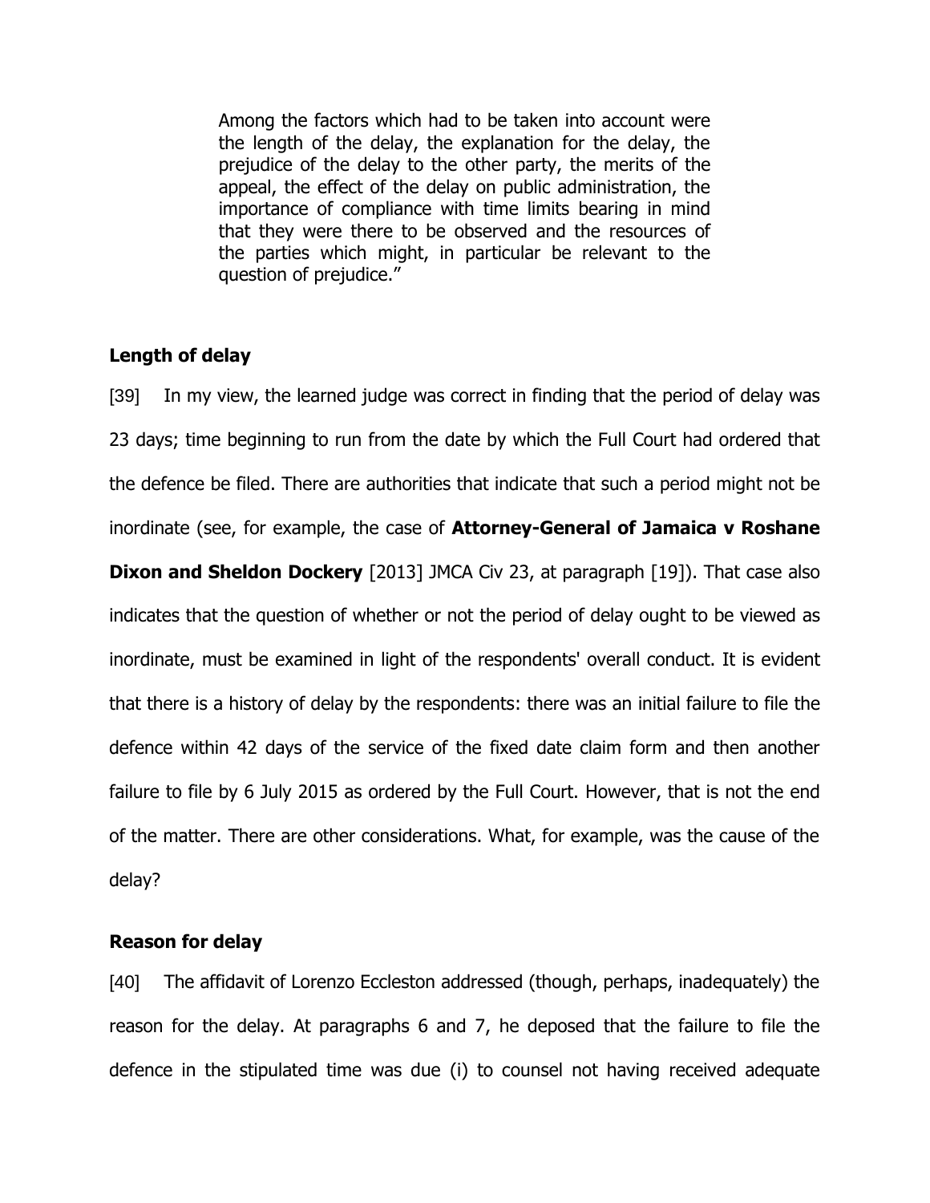> Among the factors which had to be taken into account were the length of the delay, the explanation for the delay, the prejudice of the delay to the other party, the merits of the appeal, the effect of the delay on public administration, the importance of compliance with time limits bearing in mind that they were there to be observed and the resources of the parties which might, in particular be relevant to the question of prejudice."

**Length of delay**

[39] In my view, the learned judge was correct in finding that the period of delay was 23 days; time beginning to run from the date by which the Full Court had ordered that the defence be filed. There are authorities that indicate that such a period might not be inordinate (see, for example, the case of **Attorney-General of Jamaica v Roshane Dixon and Sheldon Dockery** [2013] JMCA Civ 23, at paragraph [19]). That case also indicates that the question of whether or not the period of delay ought to be viewed as inordinate, must be examined in light of the respondents' overall conduct. It is evident that there is a history of delay by the respondents: there was an initial failure to file the defence within 42 days of the service of the fixed date claim form and then another failure to file by 6 July 2015 as ordered by the Full Court. However, that is not the end of the matter. There are other considerations. What, for example, was the cause of the delay?

**Reason for delay**

[40] The affidavit of Lorenzo Eccleston addressed (though, perhaps, inadequately) the reason for the delay. At paragraphs 6 and 7, he deposed that the failure to file the defence in the stipulated time was due (i) to counsel not having received adequate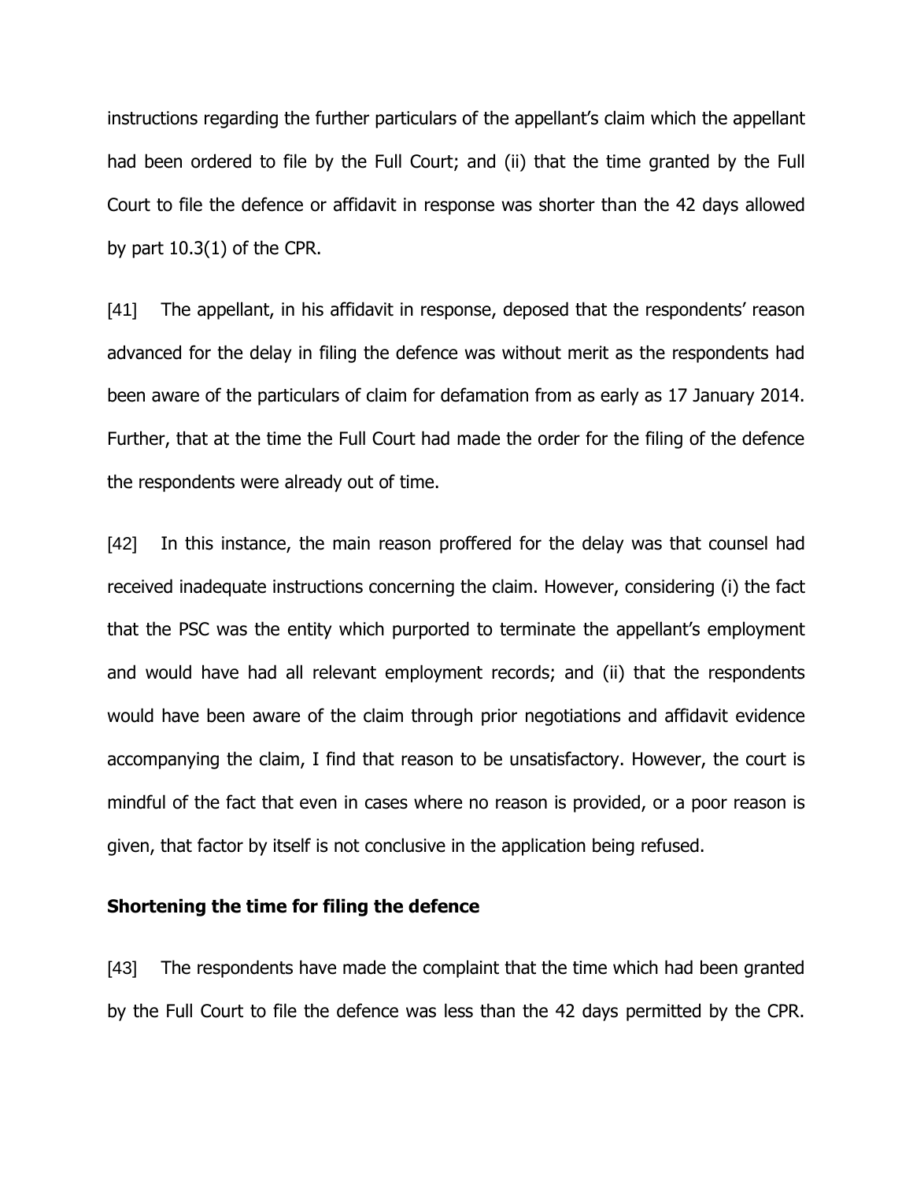instructions regarding the further particulars of the appellant's claim which the appellant had been ordered to file by the Full Court; and (ii) that the time granted by the Full Court to file the defence or affidavit in response was shorter than the 42 days allowed by part 10.3(1) of the CPR.

[41] The appellant, in his affidavit in response, deposed that the respondents' reason advanced for the delay in filing the defence was without merit as the respondents had been aware of the particulars of claim for defamation from as early as 17 January 2014. Further, that at the time the Full Court had made the order for the filing of the defence the respondents were already out of time.

[42] In this instance, the main reason proffered for the delay was that counsel had received inadequate instructions concerning the claim. However, considering (i) the fact that the PSC was the entity which purported to terminate the appellant's employment and would have had all relevant employment records; and (ii) that the respondents would have been aware of the claim through prior negotiations and affidavit evidence accompanying the claim, I find that reason to be unsatisfactory. However, the court is mindful of the fact that even in cases where no reason is provided, or a poor reason is given, that factor by itself is not conclusive in the application being refused.

**Shortening the time for filing the defence**

[43] The respondents have made the complaint that the time which had been granted by the Full Court to file the defence was less than the 42 days permitted by the CPR.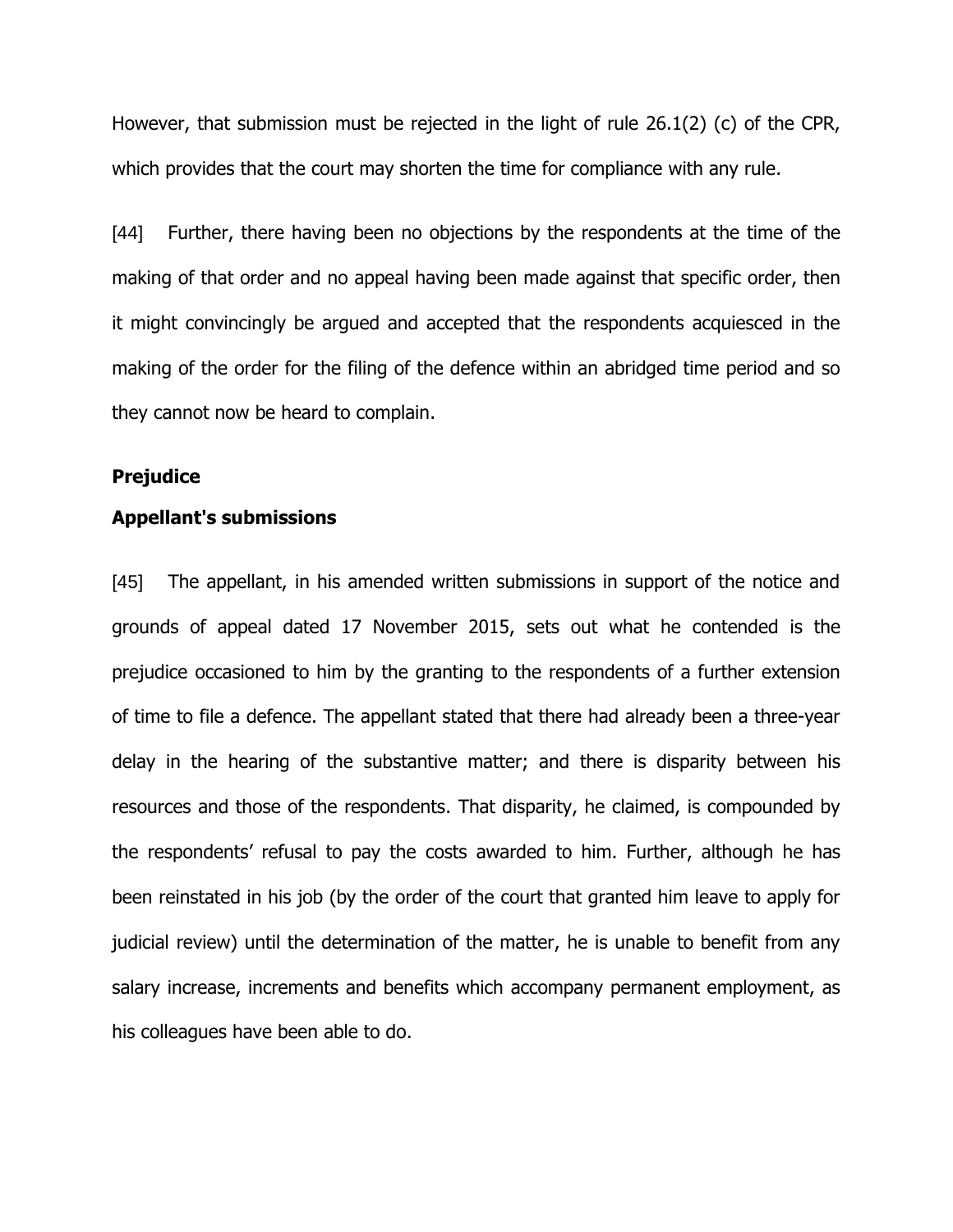However, that submission must be rejected in the light of rule 26.1(2) (c) of the CPR, which provides that the court may shorten the time for compliance with any rule.

[44] Further, there having been no objections by the respondents at the time of the making of that order and no appeal having been made against that specific order, then it might convincingly be argued and accepted that the respondents acquiesced in the making of the order for the filing of the defence within an abridged time period and so they cannot now be heard to complain.

**Prejudice**

**Appellant's submissions**

[45] The appellant, in his amended written submissions in support of the notice and grounds of appeal dated 17 November 2015, sets out what he contended is the prejudice occasioned to him by the granting to the respondents of a further extension of time to file a defence. The appellant stated that there had already been a three-year delay in the hearing of the substantive matter; and there is disparity between his resources and those of the respondents. That disparity, he claimed, is compounded by the respondents' refusal to pay the costs awarded to him. Further, although he has been reinstated in his job (by the order of the court that granted him leave to apply for judicial review) until the determination of the matter, he is unable to benefit from any salary increase, increments and benefits which accompany permanent employment, as his colleagues have been able to do.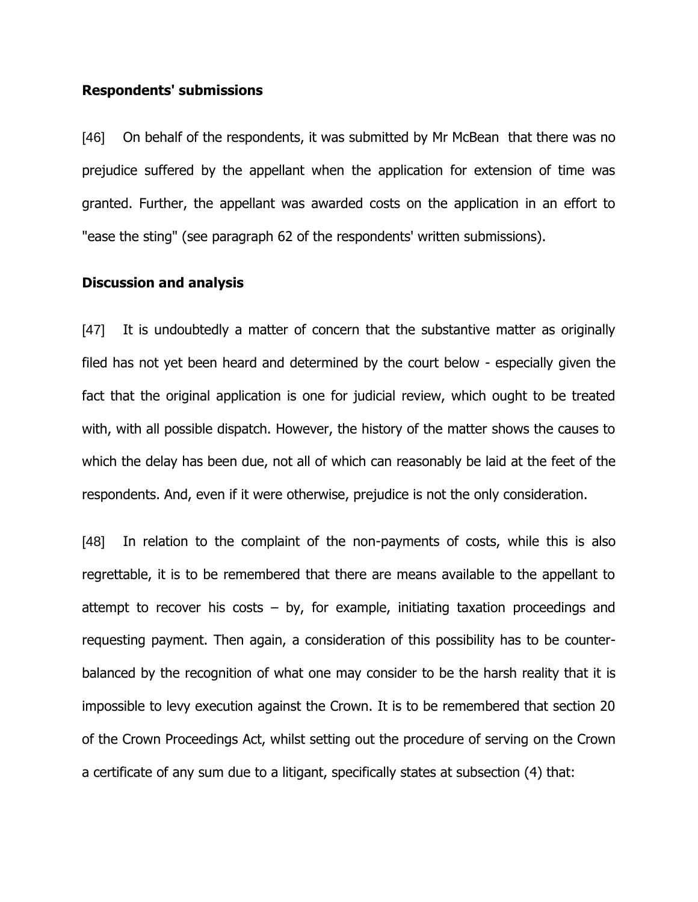**Respondents' submissions**

[46] On behalf of the respondents, it was submitted by Mr McBean that there was no prejudice suffered by the appellant when the application for extension of time was granted. Further, the appellant was awarded costs on the application in an effort to "ease the sting" (see paragraph 62 of the respondents' written submissions).

**Discussion and analysis**

[47] It is undoubtedly a matter of concern that the substantive matter as originally filed has not yet been heard and determined by the court below - especially given the fact that the original application is one for judicial review, which ought to be treated with, with all possible dispatch. However, the history of the matter shows the causes to which the delay has been due, not all of which can reasonably be laid at the feet of the respondents. And, even if it were otherwise, prejudice is not the only consideration.

[48] In relation to the complaint of the non-payments of costs, while this is also regrettable, it is to be remembered that there are means available to the appellant to attempt to recover his costs – by, for example, initiating taxation proceedings and requesting payment. Then again, a consideration of this possibility has to be counter-balanced by the recognition of what one may consider to be the harsh reality that it is impossible to levy execution against the Crown. It is to be remembered that section 20 of the Crown Proceedings Act, whilst setting out the procedure of serving on the Crown a certificate of any sum due to a litigant, specifically states at subsection (4) that: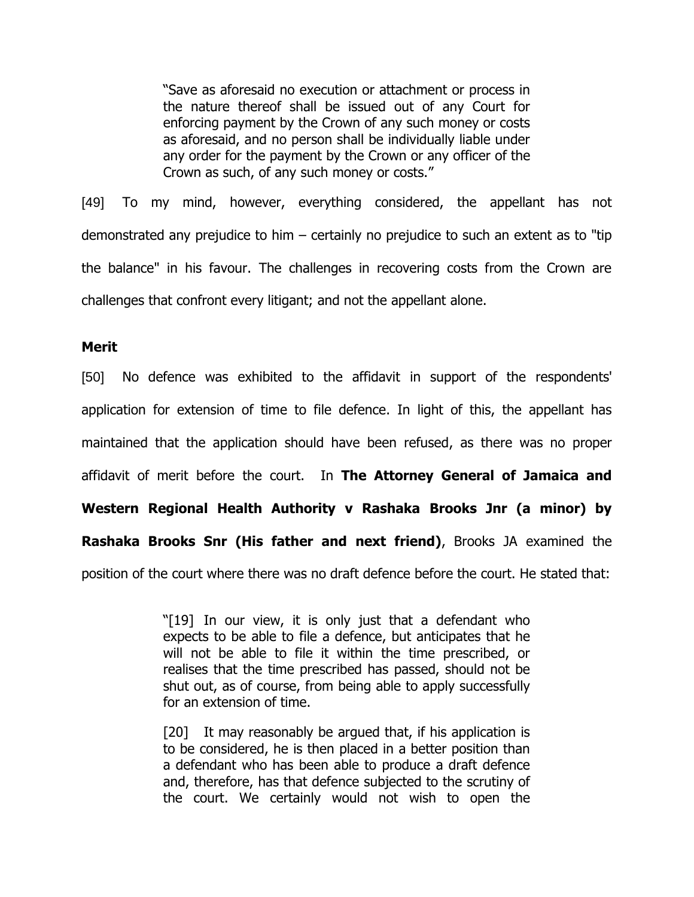> "Save as aforesaid no execution or attachment or process in the nature thereof shall be issued out of any Court for enforcing payment by the Crown of any such money or costs as aforesaid, and no person shall be individually liable under any order for the payment by the Crown or any officer of the Crown as such, of any such money or costs."

[49] To my mind, however, everything considered, the appellant has not demonstrated any prejudice to him – certainly no prejudice to such an extent as to "tip the balance" in his favour. The challenges in recovering costs from the Crown are challenges that confront every litigant; and not the appellant alone.

**Merit**

[50] No defence was exhibited to the affidavit in support of the respondents' application for extension of time to file defence. In light of this, the appellant has maintained that the application should have been refused, as there was no proper affidavit of merit before the court. In **The Attorney General of Jamaica and Western Regional Health Authority v Rashaka Brooks Jnr (a minor) by Rashaka Brooks Snr (His father and next friend)**, Brooks JA examined the position of the court where there was no draft defence before the court. He stated that:

> "[19] In our view, it is only just that a defendant who expects to be able to file a defence, but anticipates that he will not be able to file it within the time prescribed, or realises that the time prescribed has passed, should not be shut out, as of course, from being able to apply successfully for an extension of time.
>
> [20] It may reasonably be argued that, if his application is to be considered, he is then placed in a better position than a defendant who has been able to produce a draft defence and, therefore, has that defence subjected to the scrutiny of the court. We certainly would not wish to open the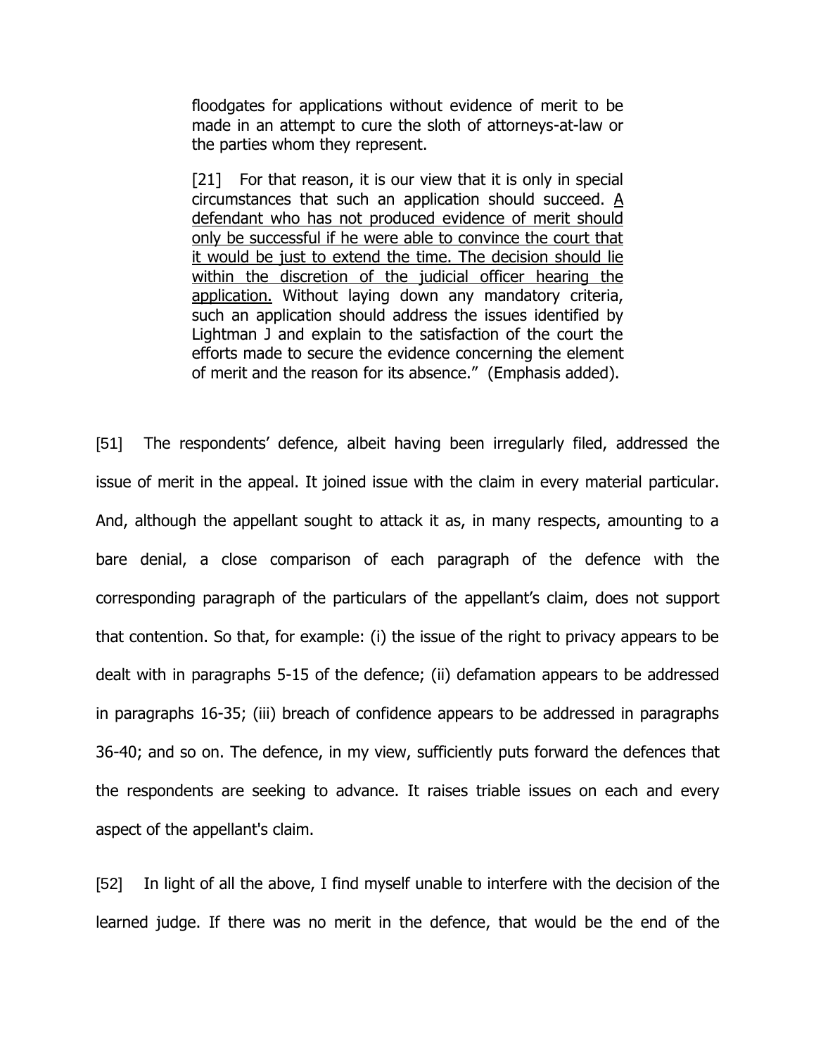> floodgates for applications without evidence of merit to be made in an attempt to cure the sloth of attorneys-at-law or the parties whom they represent.
>
> [21] For that reason, it is our view that it is only in special circumstances that such an application should succeed. <u>A defendant who has not produced evidence of merit should only be successful if he were able to convince the court that it would be just to extend the time. The decision should lie within the discretion of the judicial officer hearing the application.</u> Without laying down any mandatory criteria, such an application should address the issues identified by Lightman J and explain to the satisfaction of the court the efforts made to secure the evidence concerning the element of merit and the reason for its absence." (Emphasis added).

[51] The respondents' defence, albeit having been irregularly filed, addressed the issue of merit in the appeal. It joined issue with the claim in every material particular. And, although the appellant sought to attack it as, in many respects, amounting to a bare denial, a close comparison of each paragraph of the defence with the corresponding paragraph of the particulars of the appellant's claim, does not support that contention. So that, for example: (i) the issue of the right to privacy appears to be dealt with in paragraphs 5-15 of the defence; (ii) defamation appears to be addressed in paragraphs 16-35; (iii) breach of confidence appears to be addressed in paragraphs 36-40; and so on. The defence, in my view, sufficiently puts forward the defences that the respondents are seeking to advance. It raises triable issues on each and every aspect of the appellant's claim.

[52] In light of all the above, I find myself unable to interfere with the decision of the learned judge. If there was no merit in the defence, that would be the end of the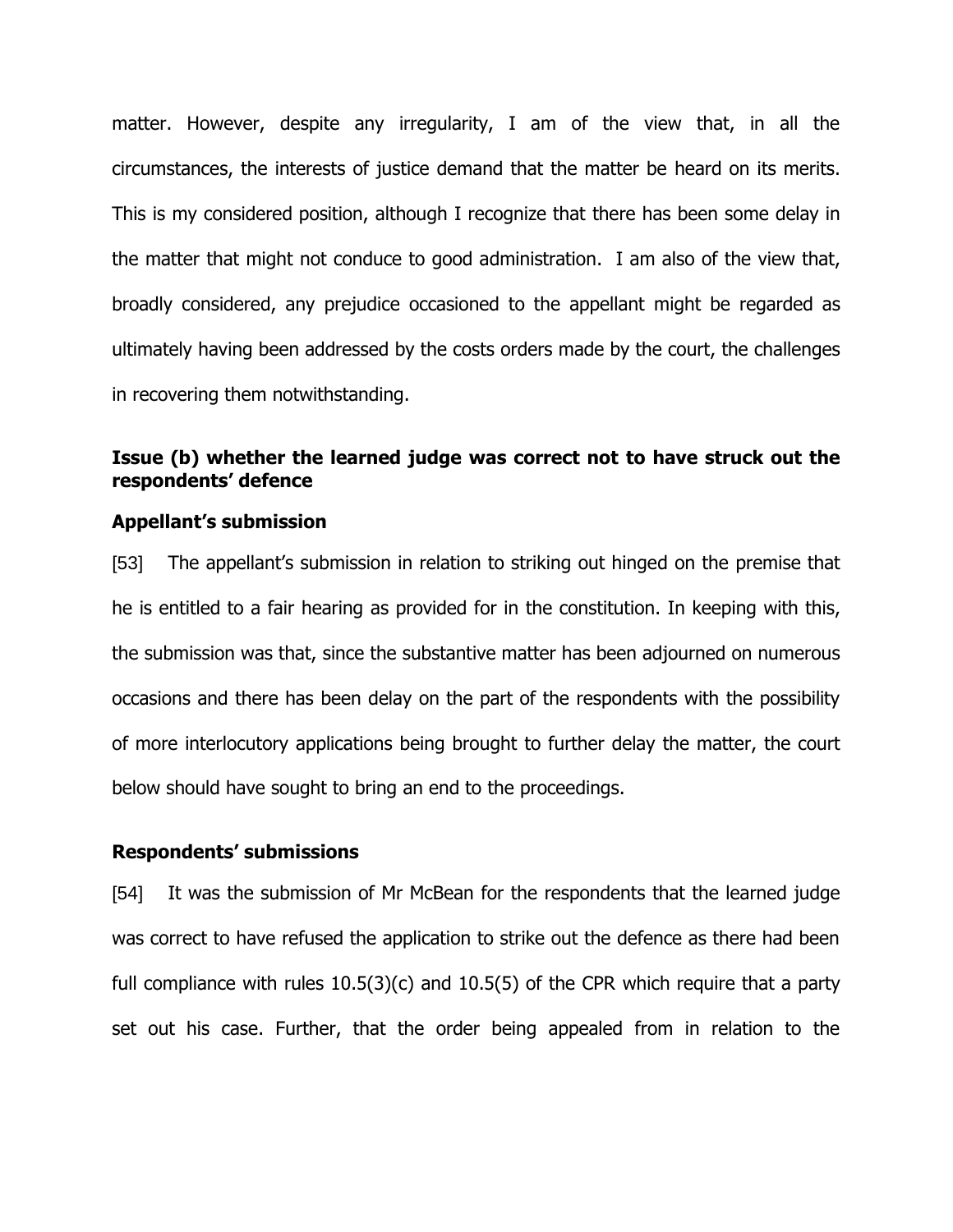matter. However, despite any irregularity, I am of the view that, in all the circumstances, the interests of justice demand that the matter be heard on its merits. This is my considered position, although I recognize that there has been some delay in the matter that might not conduce to good administration. I am also of the view that, broadly considered, any prejudice occasioned to the appellant might be regarded as ultimately having been addressed by the costs orders made by the court, the challenges in recovering them notwithstanding.

**Issue (b) whether the learned judge was correct not to have struck out the respondents' defence**

**Appellant's submission**

[53] The appellant's submission in relation to striking out hinged on the premise that he is entitled to a fair hearing as provided for in the constitution. In keeping with this, the submission was that, since the substantive matter has been adjourned on numerous occasions and there has been delay on the part of the respondents with the possibility of more interlocutory applications being brought to further delay the matter, the court below should have sought to bring an end to the proceedings.

**Respondents' submissions**

[54] It was the submission of Mr McBean for the respondents that the learned judge was correct to have refused the application to strike out the defence as there had been full compliance with rules 10.5(3)(c) and 10.5(5) of the CPR which require that a party set out his case. Further, that the order being appealed from in relation to the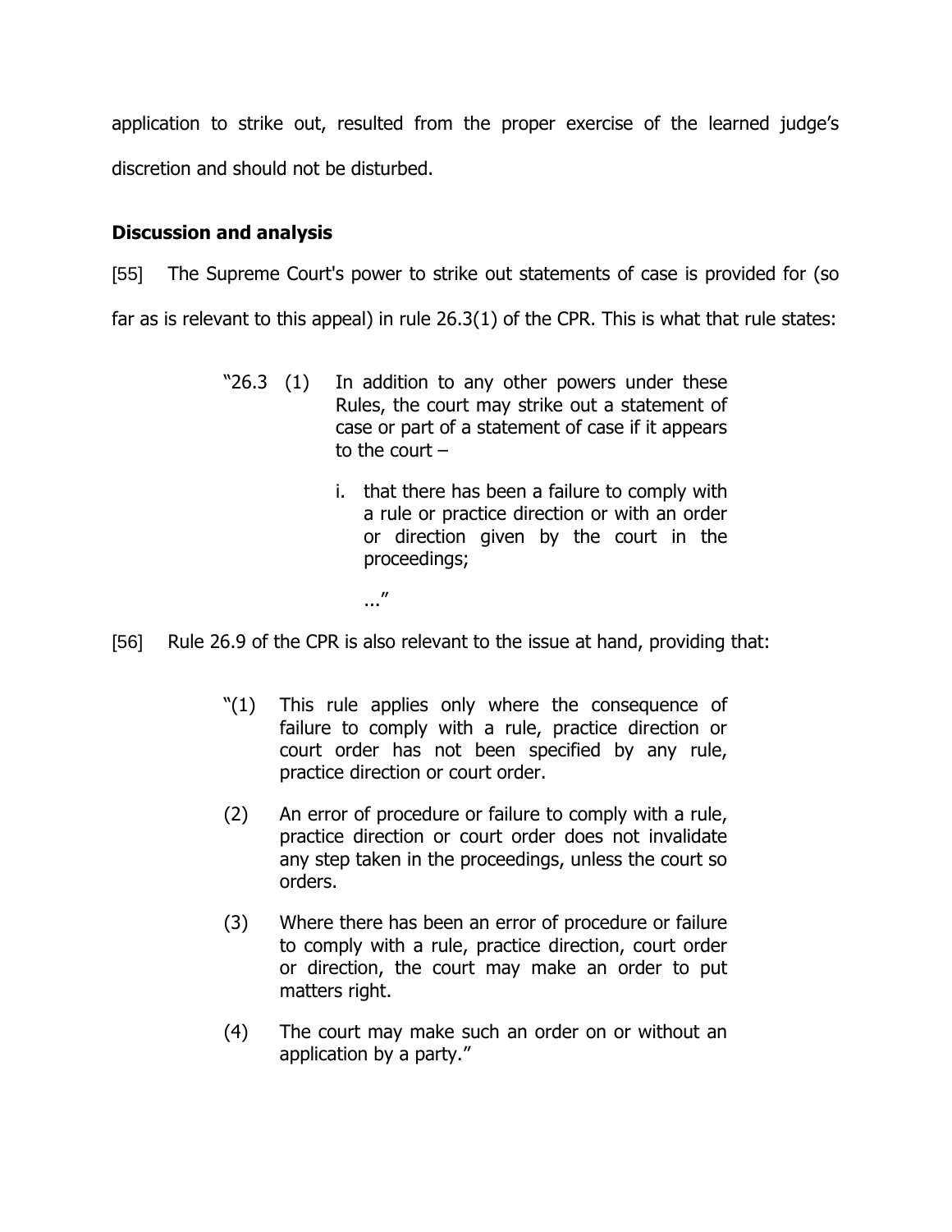application to strike out, resulted from the proper exercise of the learned judge's discretion and should not be disturbed.

**Discussion and analysis**

[55] The Supreme Court's power to strike out statements of case is provided for (so far as is relevant to this appeal) in rule 26.3(1) of the CPR. This is what that rule states:

> "26.3 (1) In addition to any other powers under these Rules, the court may strike out a statement of case or part of a statement of case if it appears to the court –
>
> i. that there has been a failure to comply with a rule or practice direction or with an order or direction given by the court in the proceedings;
>
> ..."

[56] Rule 26.9 of the CPR is also relevant to the issue at hand, providing that:

> "(1) This rule applies only where the consequence of failure to comply with a rule, practice direction or court order has not been specified by any rule, practice direction or court order.
>
> (2) An error of procedure or failure to comply with a rule, practice direction or court order does not invalidate any step taken in the proceedings, unless the court so orders.
>
> (3) Where there has been an error of procedure or failure to comply with a rule, practice direction, court order or direction, the court may make an order to put matters right.
>
> (4) The court may make such an order on or without an application by a party."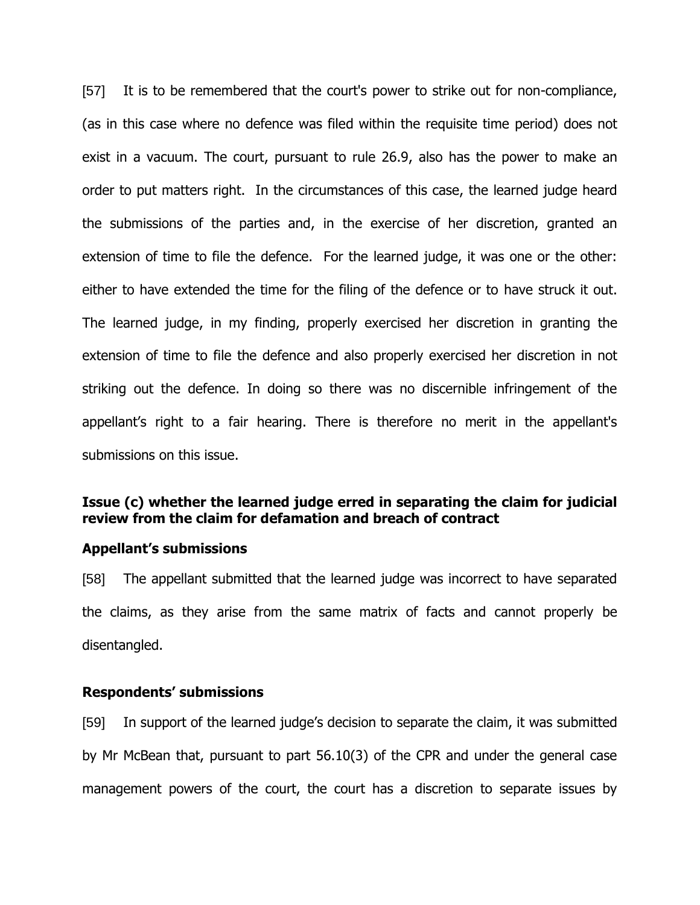[57] It is to be remembered that the court's power to strike out for non-compliance, (as in this case where no defence was filed within the requisite time period) does not exist in a vacuum. The court, pursuant to rule 26.9, also has the power to make an order to put matters right. In the circumstances of this case, the learned judge heard the submissions of the parties and, in the exercise of her discretion, granted an extension of time to file the defence. For the learned judge, it was one or the other: either to have extended the time for the filing of the defence or to have struck it out. The learned judge, in my finding, properly exercised her discretion in granting the extension of time to file the defence and also properly exercised her discretion in not striking out the defence. In doing so there was no discernible infringement of the appellant's right to a fair hearing. There is therefore no merit in the appellant's submissions on this issue.

**Issue (c) whether the learned judge erred in separating the claim for judicial review from the claim for defamation and breach of contract**

**Appellant's submissions**

[58] The appellant submitted that the learned judge was incorrect to have separated the claims, as they arise from the same matrix of facts and cannot properly be disentangled.

**Respondents' submissions**

[59] In support of the learned judge's decision to separate the claim, it was submitted by Mr McBean that, pursuant to part 56.10(3) of the CPR and under the general case management powers of the court, the court has a discretion to separate issues by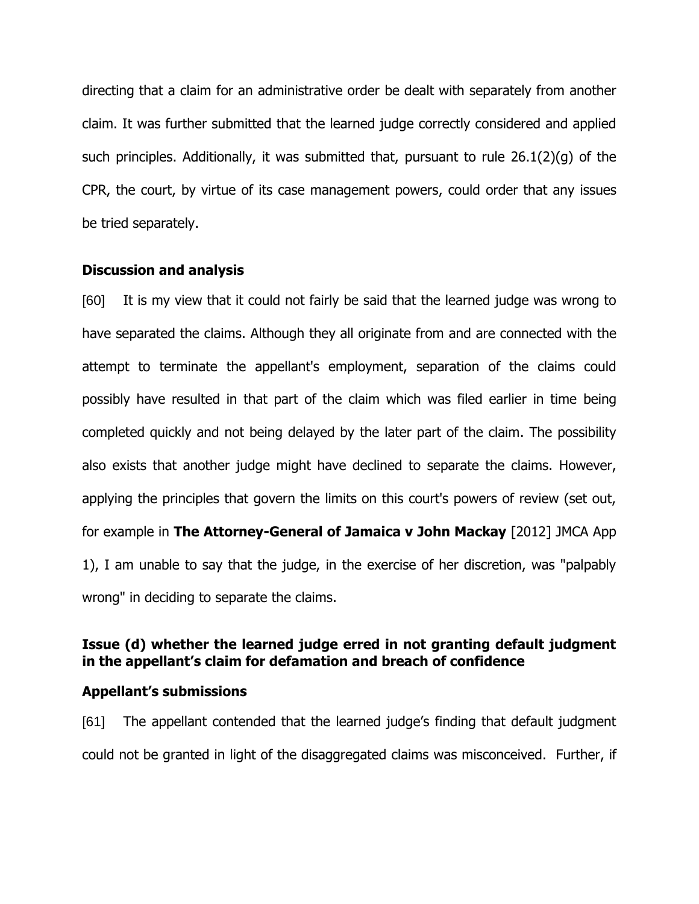directing that a claim for an administrative order be dealt with separately from another claim. It was further submitted that the learned judge correctly considered and applied such principles. Additionally, it was submitted that, pursuant to rule 26.1(2)(g) of the CPR, the court, by virtue of its case management powers, could order that any issues be tried separately.

**Discussion and analysis**

[60] It is my view that it could not fairly be said that the learned judge was wrong to have separated the claims. Although they all originate from and are connected with the attempt to terminate the appellant's employment, separation of the claims could possibly have resulted in that part of the claim which was filed earlier in time being completed quickly and not being delayed by the later part of the claim. The possibility also exists that another judge might have declined to separate the claims. However, applying the principles that govern the limits on this court's powers of review (set out, for example in **The Attorney-General of Jamaica v John Mackay** [2012] JMCA App 1), I am unable to say that the judge, in the exercise of her discretion, was "palpably wrong" in deciding to separate the claims.

**Issue (d) whether the learned judge erred in not granting default judgment in the appellant's claim for defamation and breach of confidence**

**Appellant's submissions**

[61] The appellant contended that the learned judge's finding that default judgment could not be granted in light of the disaggregated claims was misconceived. Further, if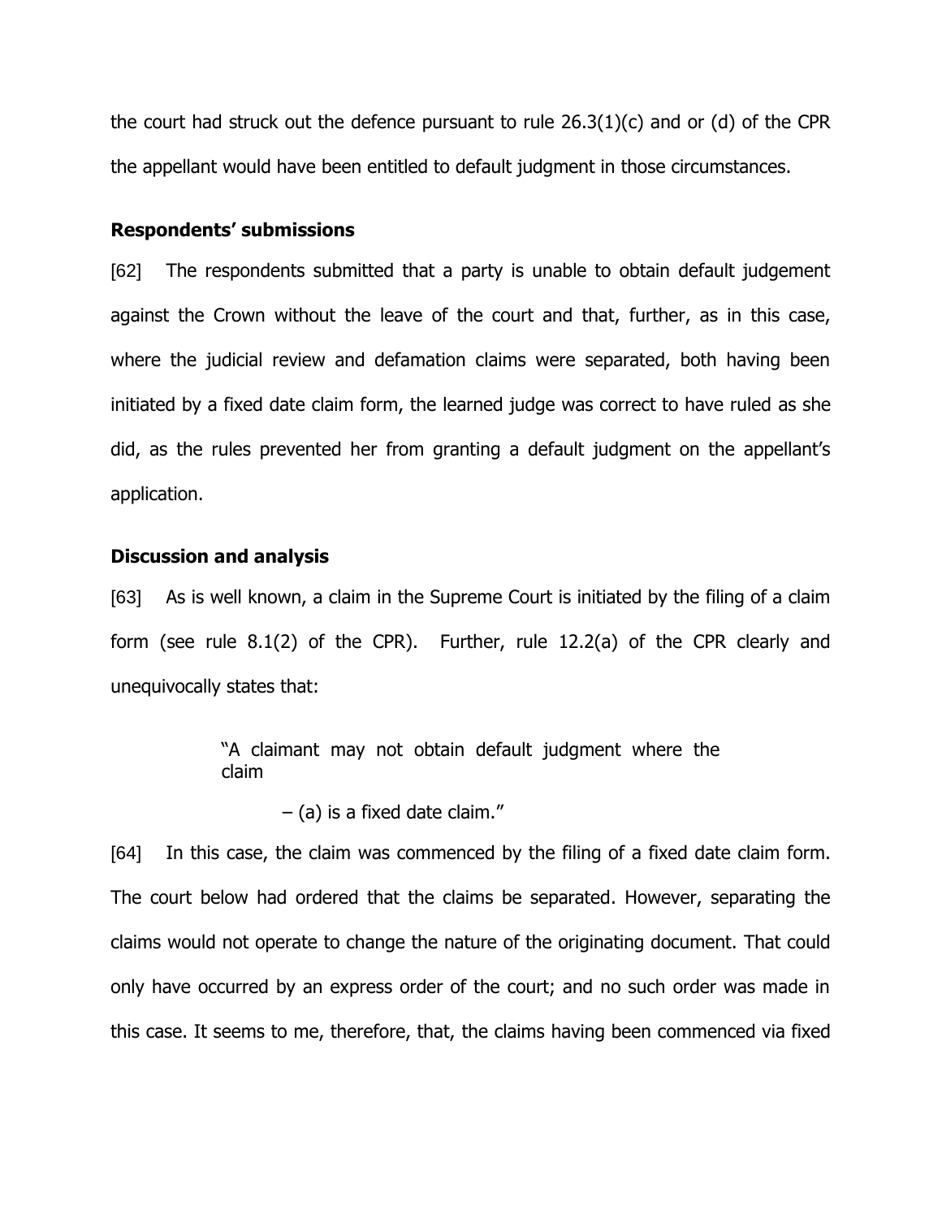the court had struck out the defence pursuant to rule 26.3(1)(c) and or (d) of the CPR the appellant would have been entitled to default judgment in those circumstances.

**Respondents' submissions**

[62] The respondents submitted that a party is unable to obtain default judgement against the Crown without the leave of the court and that, further, as in this case, where the judicial review and defamation claims were separated, both having been initiated by a fixed date claim form, the learned judge was correct to have ruled as she did, as the rules prevented her from granting a default judgment on the appellant's application.

**Discussion and analysis**

[63] As is well known, a claim in the Supreme Court is initiated by the filing of a claim form (see rule 8.1(2) of the CPR). Further, rule 12.2(a) of the CPR clearly and unequivocally states that:

> "A claimant may not obtain default judgment where the claim
>
> – (a) is a fixed date claim."

[64] In this case, the claim was commenced by the filing of a fixed date claim form. The court below had ordered that the claims be separated. However, separating the claims would not operate to change the nature of the originating document. That could only have occurred by an express order of the court; and no such order was made in this case. It seems to me, therefore, that, the claims having been commenced via fixed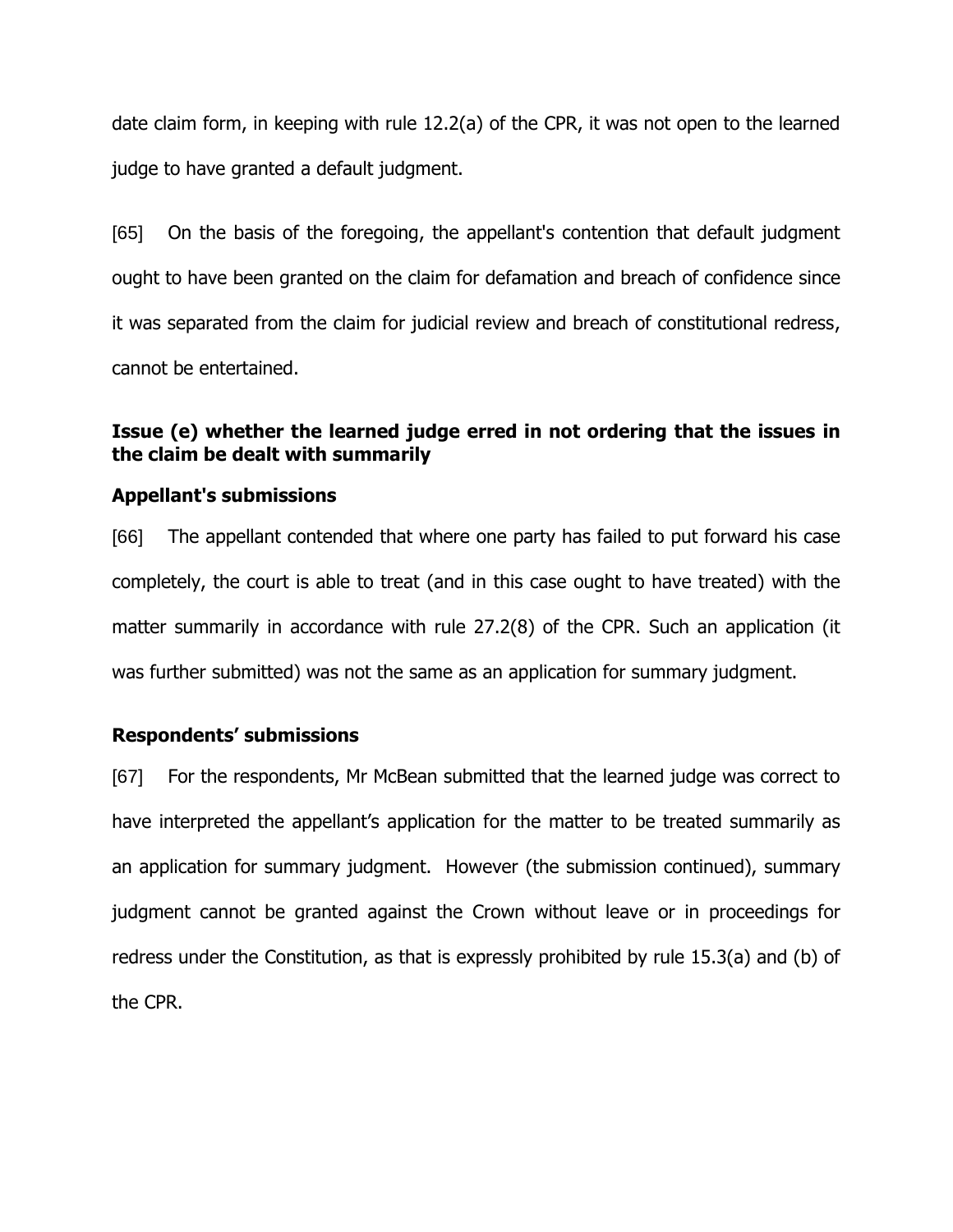date claim form, in keeping with rule 12.2(a) of the CPR, it was not open to the learned judge to have granted a default judgment.

[65] On the basis of the foregoing, the appellant's contention that default judgment ought to have been granted on the claim for defamation and breach of confidence since it was separated from the claim for judicial review and breach of constitutional redress, cannot be entertained.

### Issue (e) whether the learned judge erred in not ordering that the issues in the claim be dealt with summarily

### Appellant's submissions

[66] The appellant contended that where one party has failed to put forward his case completely, the court is able to treat (and in this case ought to have treated) with the matter summarily in accordance with rule 27.2(8) of the CPR. Such an application (it was further submitted) was not the same as an application for summary judgment.

### Respondents' submissions

[67] For the respondents, Mr McBean submitted that the learned judge was correct to have interpreted the appellant's application for the matter to be treated summarily as an application for summary judgment. However (the submission continued), summary judgment cannot be granted against the Crown without leave or in proceedings for redress under the Constitution, as that is expressly prohibited by rule 15.3(a) and (b) of the CPR.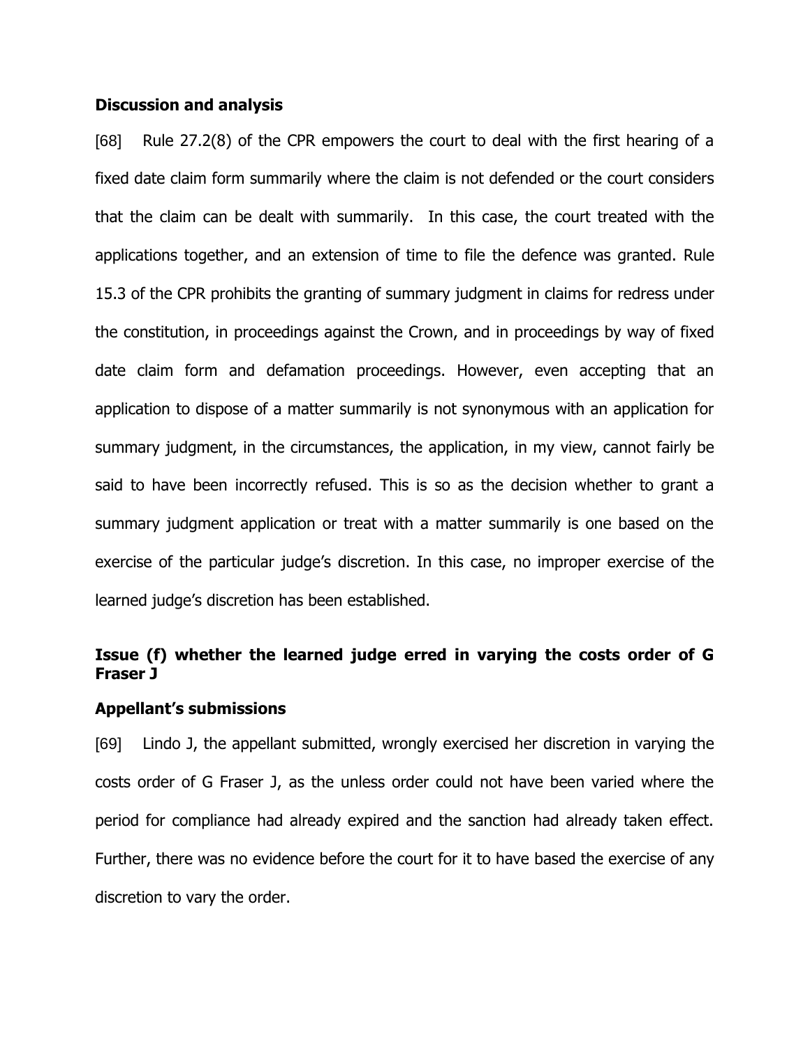**Discussion and analysis**

[68] Rule 27.2(8) of the CPR empowers the court to deal with the first hearing of a fixed date claim form summarily where the claim is not defended or the court considers that the claim can be dealt with summarily. In this case, the court treated with the applications together, and an extension of time to file the defence was granted. Rule 15.3 of the CPR prohibits the granting of summary judgment in claims for redress under the constitution, in proceedings against the Crown, and in proceedings by way of fixed date claim form and defamation proceedings. However, even accepting that an application to dispose of a matter summarily is not synonymous with an application for summary judgment, in the circumstances, the application, in my view, cannot fairly be said to have been incorrectly refused. This is so as the decision whether to grant a summary judgment application or treat with a matter summarily is one based on the exercise of the particular judge's discretion. In this case, no improper exercise of the learned judge's discretion has been established.

**Issue (f) whether the learned judge erred in varying the costs order of G Fraser J**

**Appellant's submissions**

[69] Lindo J, the appellant submitted, wrongly exercised her discretion in varying the costs order of G Fraser J, as the unless order could not have been varied where the period for compliance had already expired and the sanction had already taken effect. Further, there was no evidence before the court for it to have based the exercise of any discretion to vary the order.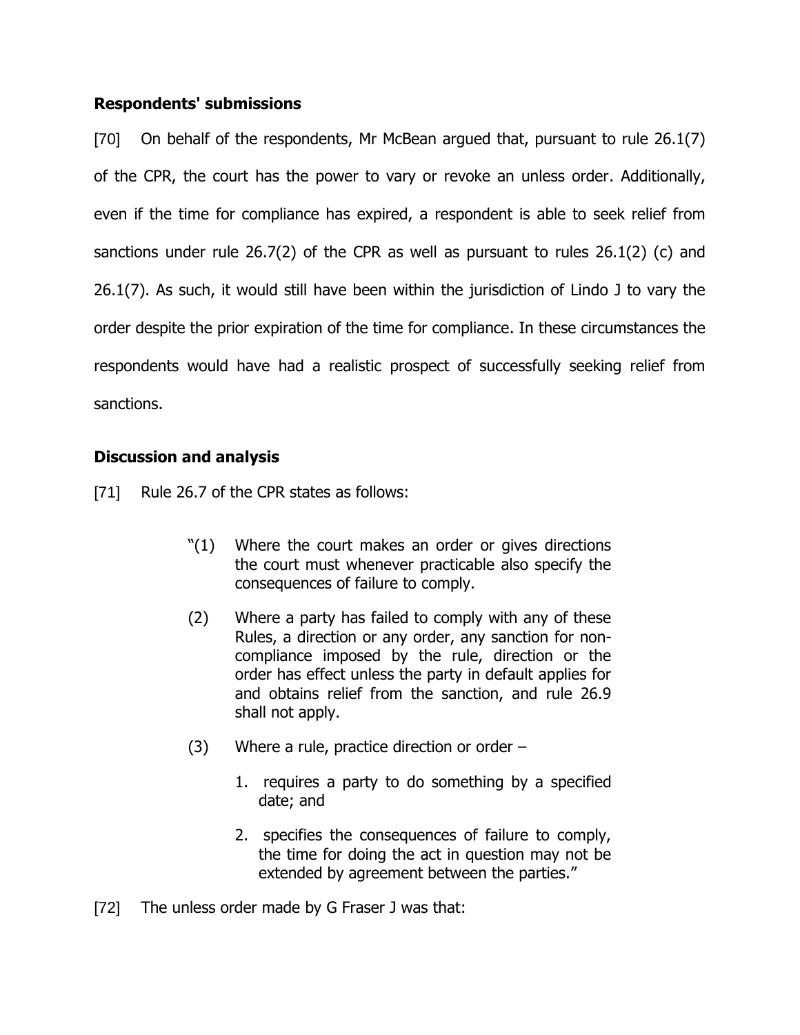**Respondents' submissions**

[70] On behalf of the respondents, Mr McBean argued that, pursuant to rule 26.1(7) of the CPR, the court has the power to vary or revoke an unless order. Additionally, even if the time for compliance has expired, a respondent is able to seek relief from sanctions under rule 26.7(2) of the CPR as well as pursuant to rules 26.1(2) (c) and 26.1(7). As such, it would still have been within the jurisdiction of Lindo J to vary the order despite the prior expiration of the time for compliance. In these circumstances the respondents would have had a realistic prospect of successfully seeking relief from sanctions.

**Discussion and analysis**

[71] Rule 26.7 of the CPR states as follows:

> "(1) Where the court makes an order or gives directions the court must whenever practicable also specify the consequences of failure to comply.
>
> (2) Where a party has failed to comply with any of these Rules, a direction or any order, any sanction for non-compliance imposed by the rule, direction or the order has effect unless the party in default applies for and obtains relief from the sanction, and rule 26.9 shall not apply.
>
> (3) Where a rule, practice direction or order –
>
> 1. requires a party to do something by a specified date; and
>
> 2. specifies the consequences of failure to comply, the time for doing the act in question may not be extended by agreement between the parties."

[72] The unless order made by G Fraser J was that: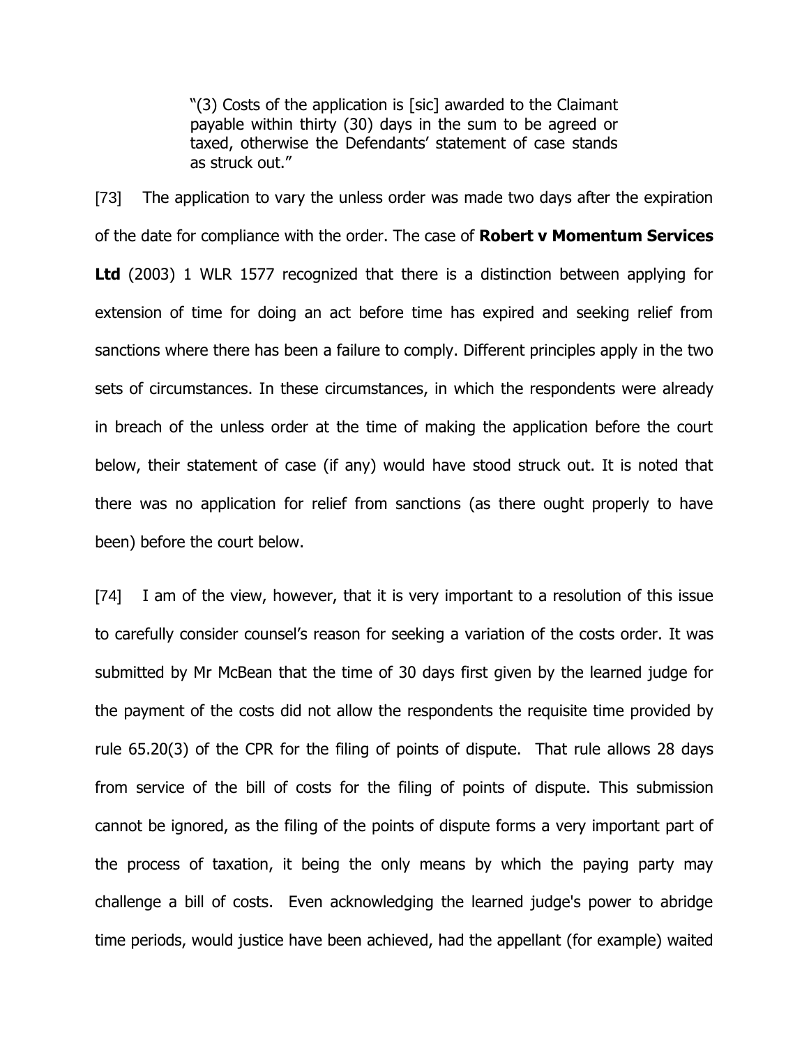> "(3) Costs of the application is [sic] awarded to the Claimant payable within thirty (30) days in the sum to be agreed or taxed, otherwise the Defendants' statement of case stands as struck out."

[73] The application to vary the unless order was made two days after the expiration of the date for compliance with the order. The case of **Robert v Momentum Services Ltd** (2003) 1 WLR 1577 recognized that there is a distinction between applying for extension of time for doing an act before time has expired and seeking relief from sanctions where there has been a failure to comply. Different principles apply in the two sets of circumstances. In these circumstances, in which the respondents were already in breach of the unless order at the time of making the application before the court below, their statement of case (if any) would have stood struck out. It is noted that there was no application for relief from sanctions (as there ought properly to have been) before the court below.

[74] I am of the view, however, that it is very important to a resolution of this issue to carefully consider counsel's reason for seeking a variation of the costs order. It was submitted by Mr McBean that the time of 30 days first given by the learned judge for the payment of the costs did not allow the respondents the requisite time provided by rule 65.20(3) of the CPR for the filing of points of dispute. That rule allows 28 days from service of the bill of costs for the filing of points of dispute. This submission cannot be ignored, as the filing of the points of dispute forms a very important part of the process of taxation, it being the only means by which the paying party may challenge a bill of costs. Even acknowledging the learned judge's power to abridge time periods, would justice have been achieved, had the appellant (for example) waited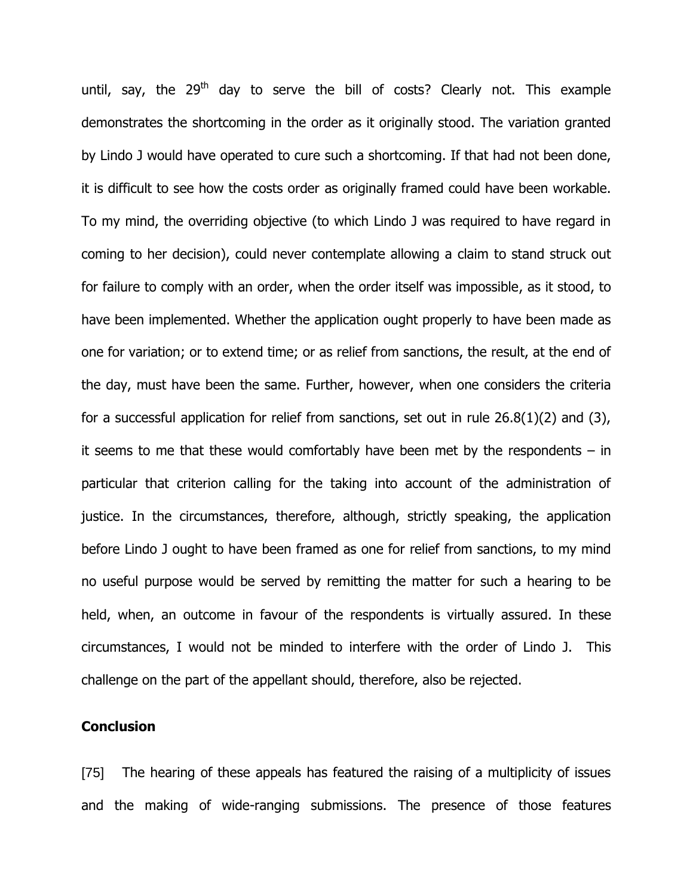until, say, the 29th day to serve the bill of costs? Clearly not. This example demonstrates the shortcoming in the order as it originally stood. The variation granted by Lindo J would have operated to cure such a shortcoming. If that had not been done, it is difficult to see how the costs order as originally framed could have been workable. To my mind, the overriding objective (to which Lindo J was required to have regard in coming to her decision), could never contemplate allowing a claim to stand struck out for failure to comply with an order, when the order itself was impossible, as it stood, to have been implemented. Whether the application ought properly to have been made as one for variation; or to extend time; or as relief from sanctions, the result, at the end of the day, must have been the same. Further, however, when one considers the criteria for a successful application for relief from sanctions, set out in rule 26.8(1)(2) and (3), it seems to me that these would comfortably have been met by the respondents – in particular that criterion calling for the taking into account of the administration of justice. In the circumstances, therefore, although, strictly speaking, the application before Lindo J ought to have been framed as one for relief from sanctions, to my mind no useful purpose would be served by remitting the matter for such a hearing to be held, when, an outcome in favour of the respondents is virtually assured. In these circumstances, I would not be minded to interfere with the order of Lindo J. This challenge on the part of the appellant should, therefore, also be rejected.

**Conclusion**

[75] The hearing of these appeals has featured the raising of a multiplicity of issues and the making of wide-ranging submissions. The presence of those features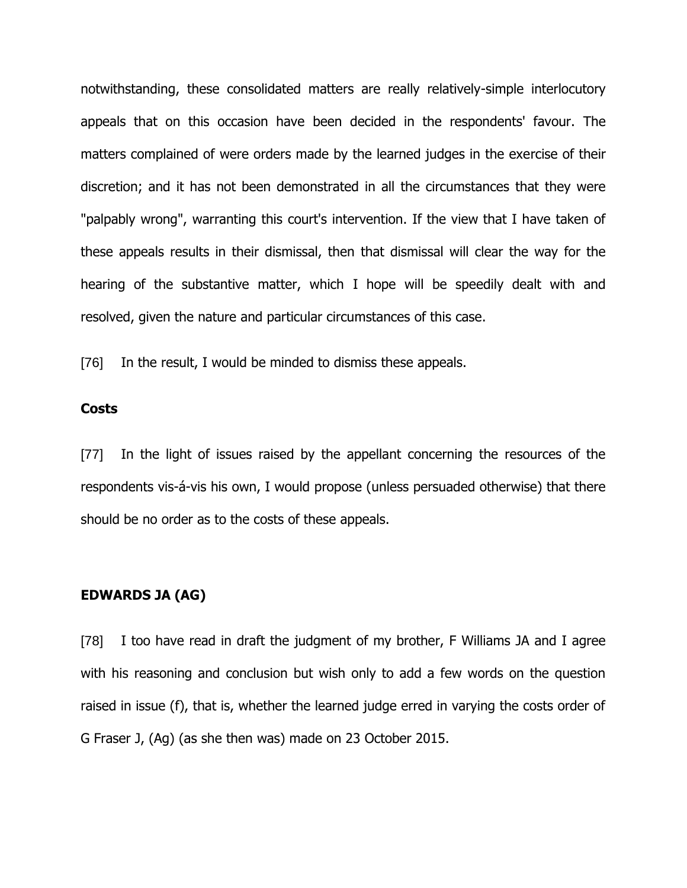notwithstanding, these consolidated matters are really relatively-simple interlocutory appeals that on this occasion have been decided in the respondents' favour. The matters complained of were orders made by the learned judges in the exercise of their discretion; and it has not been demonstrated in all the circumstances that they were "palpably wrong", warranting this court's intervention. If the view that I have taken of these appeals results in their dismissal, then that dismissal will clear the way for the hearing of the substantive matter, which I hope will be speedily dealt with and resolved, given the nature and particular circumstances of this case.

[76] In the result, I would be minded to dismiss these appeals.

**Costs**

[77] In the light of issues raised by the appellant concerning the resources of the respondents vis-á-vis his own, I would propose (unless persuaded otherwise) that there should be no order as to the costs of these appeals.

**EDWARDS JA (AG)**

[78] I too have read in draft the judgment of my brother, F Williams JA and I agree with his reasoning and conclusion but wish only to add a few words on the question raised in issue (f), that is, whether the learned judge erred in varying the costs order of G Fraser J, (Ag) (as she then was) made on 23 October 2015.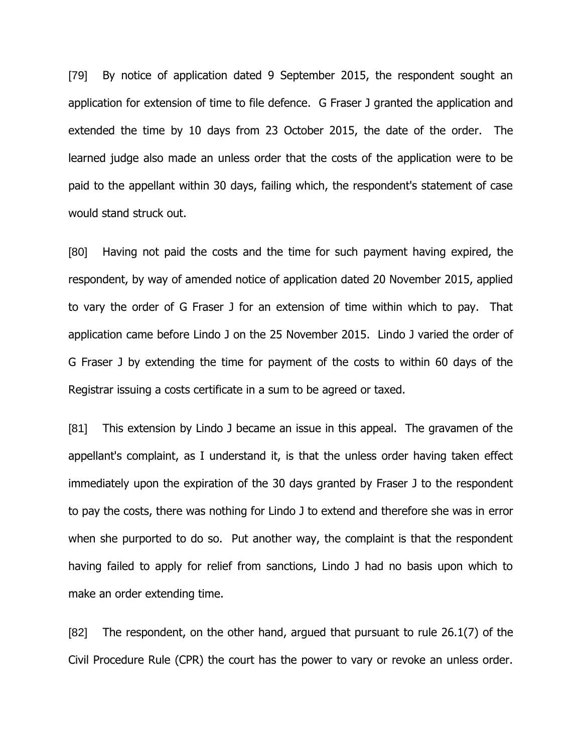[79] By notice of application dated 9 September 2015, the respondent sought an application for extension of time to file defence. G Fraser J granted the application and extended the time by 10 days from 23 October 2015, the date of the order. The learned judge also made an unless order that the costs of the application were to be paid to the appellant within 30 days, failing which, the respondent's statement of case would stand struck out.

[80] Having not paid the costs and the time for such payment having expired, the respondent, by way of amended notice of application dated 20 November 2015, applied to vary the order of G Fraser J for an extension of time within which to pay. That application came before Lindo J on the 25 November 2015. Lindo J varied the order of G Fraser J by extending the time for payment of the costs to within 60 days of the Registrar issuing a costs certificate in a sum to be agreed or taxed.

[81] This extension by Lindo J became an issue in this appeal. The gravamen of the appellant's complaint, as I understand it, is that the unless order having taken effect immediately upon the expiration of the 30 days granted by Fraser J to the respondent to pay the costs, there was nothing for Lindo J to extend and therefore she was in error when she purported to do so. Put another way, the complaint is that the respondent having failed to apply for relief from sanctions, Lindo J had no basis upon which to make an order extending time.

[82] The respondent, on the other hand, argued that pursuant to rule 26.1(7) of the Civil Procedure Rule (CPR) the court has the power to vary or revoke an unless order.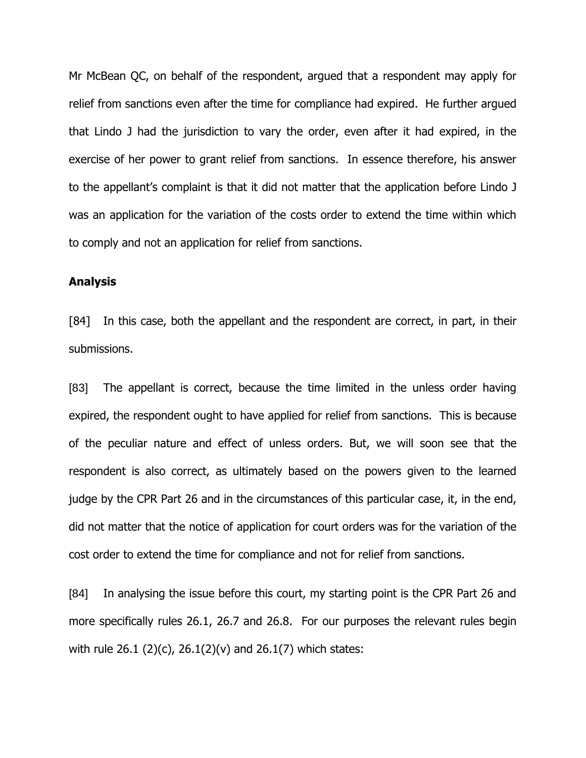Mr McBean QC, on behalf of the respondent, argued that a respondent may apply for relief from sanctions even after the time for compliance had expired. He further argued that Lindo J had the jurisdiction to vary the order, even after it had expired, in the exercise of her power to grant relief from sanctions. In essence therefore, his answer to the appellant's complaint is that it did not matter that the application before Lindo J was an application for the variation of the costs order to extend the time within which to comply and not an application for relief from sanctions.

**Analysis**

[84] In this case, both the appellant and the respondent are correct, in part, in their submissions.

[83] The appellant is correct, because the time limited in the unless order having expired, the respondent ought to have applied for relief from sanctions. This is because of the peculiar nature and effect of unless orders. But, we will soon see that the respondent is also correct, as ultimately based on the powers given to the learned judge by the CPR Part 26 and in the circumstances of this particular case, it, in the end, did not matter that the notice of application for court orders was for the variation of the cost order to extend the time for compliance and not for relief from sanctions.

[84] In analysing the issue before this court, my starting point is the CPR Part 26 and more specifically rules 26.1, 26.7 and 26.8. For our purposes the relevant rules begin with rule 26.1 (2)(c), 26.1(2)(v) and 26.1(7) which states: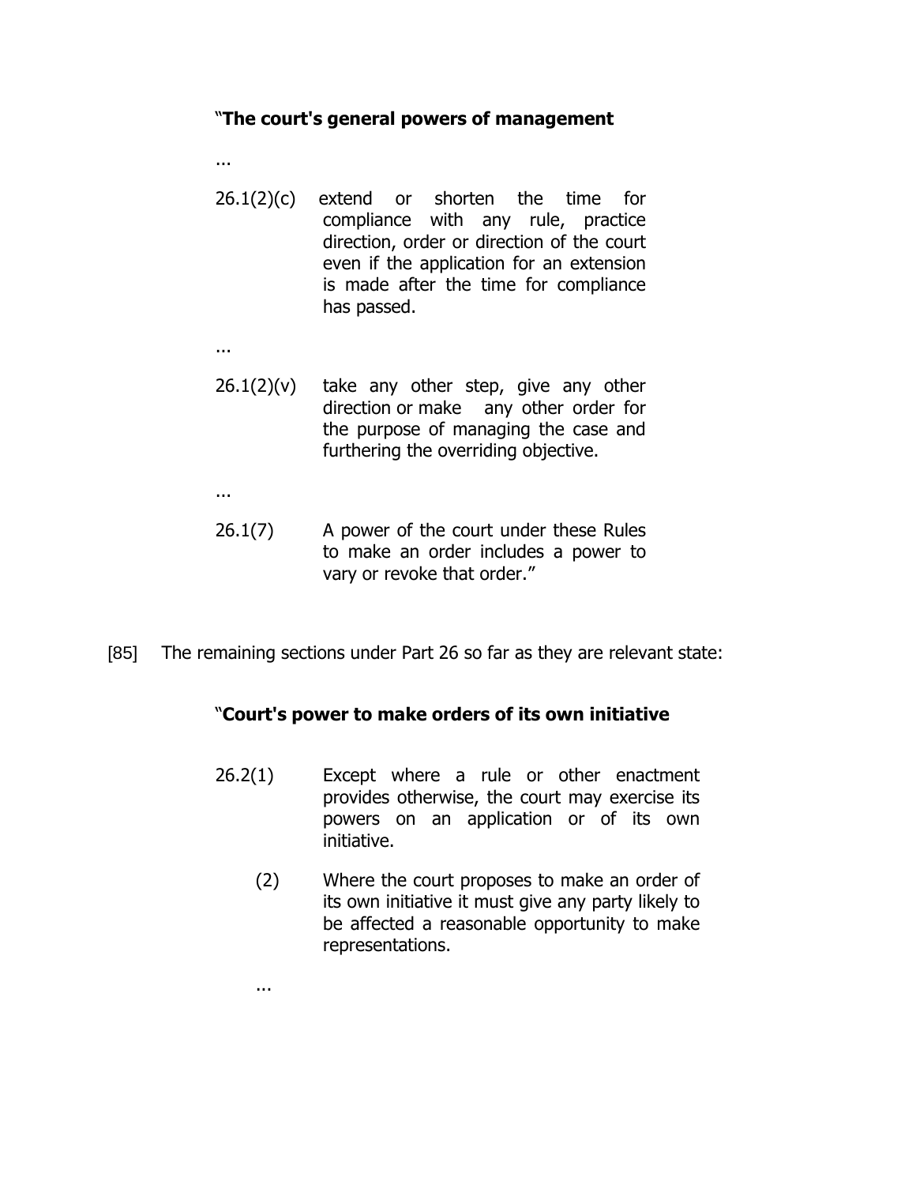"**The court's general powers of management**

...

26.1(2)(c) extend or shorten the time for compliance with any rule, practice direction, order or direction of the court even if the application for an extension is made after the time for compliance has passed.

...

26.1(2)(v) take any other step, give any other direction or make any other order for the purpose of managing the case and furthering the overriding objective.

...

26.1(7) A power of the court under these Rules to make an order includes a power to vary or revoke that order."

[85] The remaining sections under Part 26 so far as they are relevant state:

"**Court's power to make orders of its own initiative**

26.2(1) Except where a rule or other enactment provides otherwise, the court may exercise its powers on an application or of its own initiative.

(2) Where the court proposes to make an order of its own initiative it must give any party likely to be affected a reasonable opportunity to make representations.

...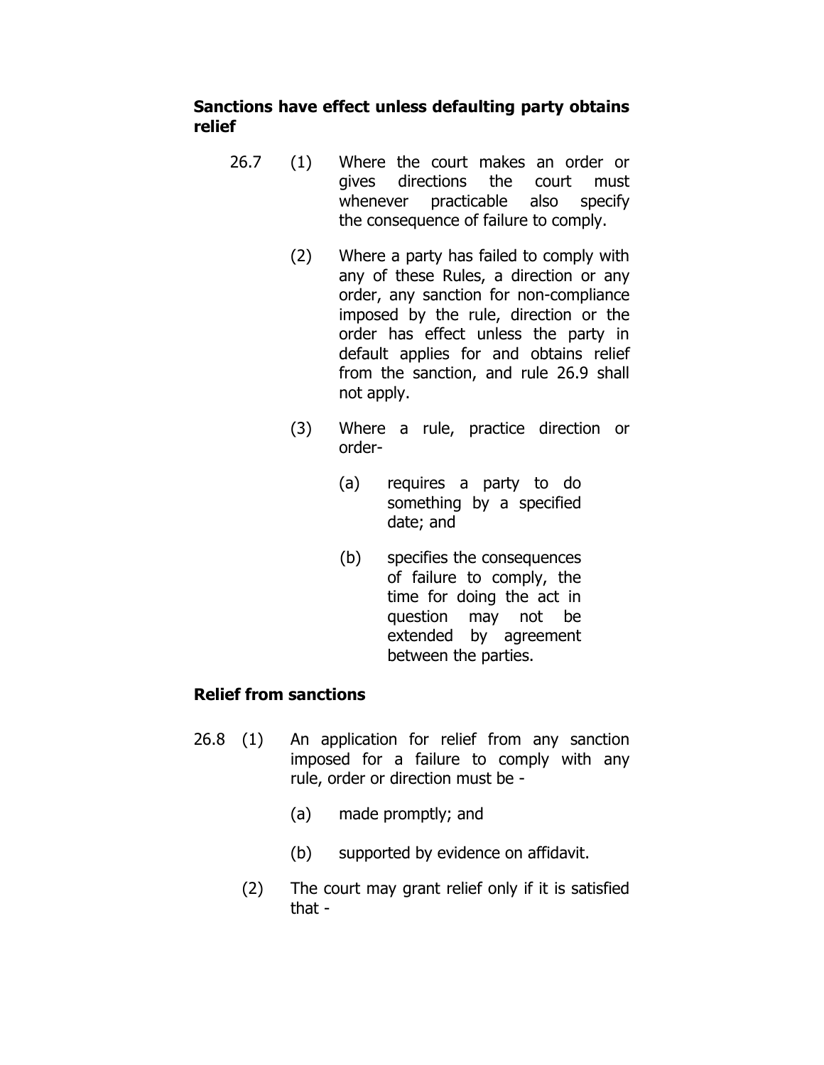**Sanctions have effect unless defaulting party obtains relief**

26.7 (1) Where the court makes an order or gives directions the court must whenever practicable also specify the consequence of failure to comply.

(2) Where a party has failed to comply with any of these Rules, a direction or any order, any sanction for non-compliance imposed by the rule, direction or the order has effect unless the party in default applies for and obtains relief from the sanction, and rule 26.9 shall not apply.

(3) Where a rule, practice direction or order-

(a) requires a party to do something by a specified date; and

(b) specifies the consequences of failure to comply, the time for doing the act in question may not be extended by agreement between the parties.

**Relief from sanctions**

26.8 (1) An application for relief from any sanction imposed for a failure to comply with any rule, order or direction must be -

(a) made promptly; and

(b) supported by evidence on affidavit.

(2) The court may grant relief only if it is satisfied that -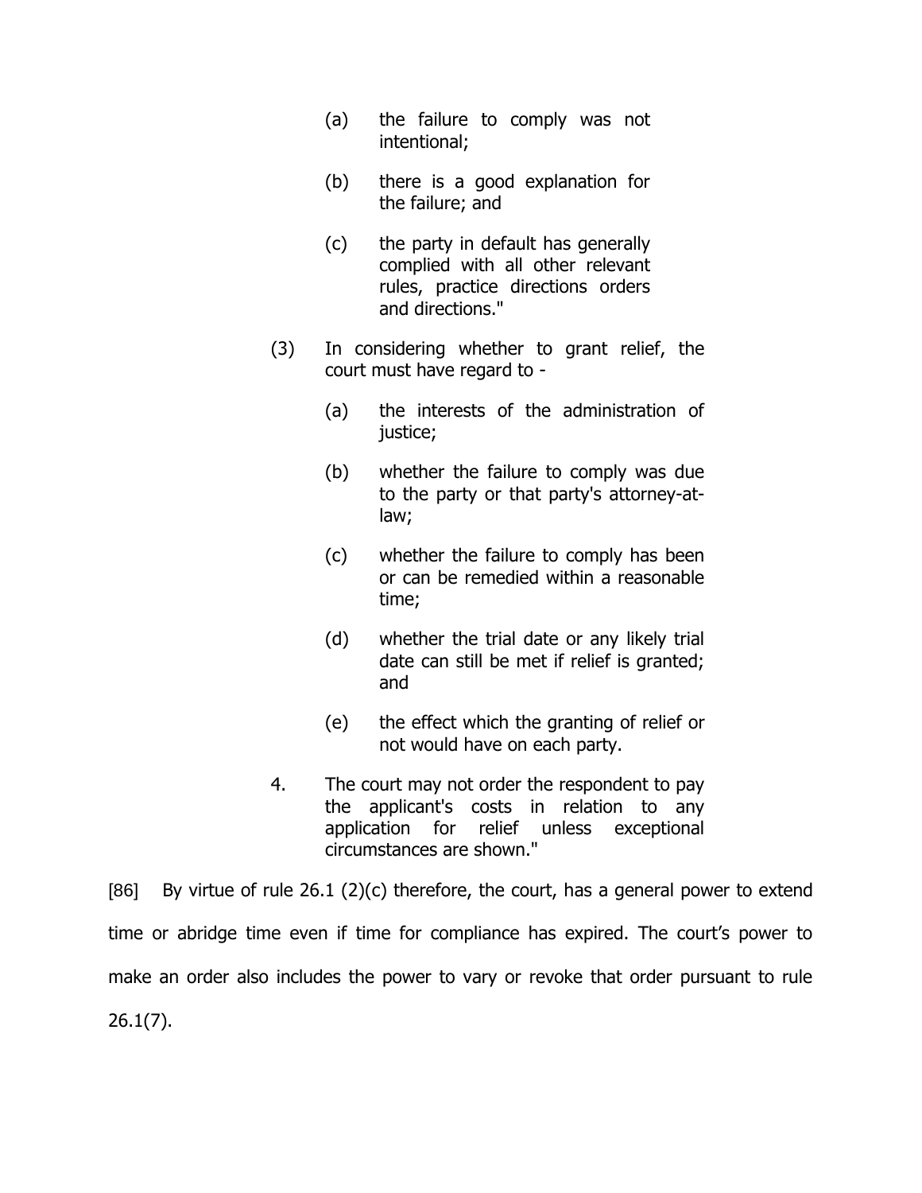> (a) the failure to comply was not intentional;
>
> (b) there is a good explanation for the failure; and
>
> (c) the party in default has generally complied with all other relevant rules, practice directions orders and directions."
>
> (3) In considering whether to grant relief, the court must have regard to -
>
> (a) the interests of the administration of justice;
>
> (b) whether the failure to comply was due to the party or that party's attorney-at-law;
>
> (c) whether the failure to comply has been or can be remedied within a reasonable time;
>
> (d) whether the trial date or any likely trial date can still be met if relief is granted; and
>
> (e) the effect which the granting of relief or not would have on each party.
>
> 4. The court may not order the respondent to pay the applicant's costs in relation to any application for relief unless exceptional circumstances are shown."

[86] By virtue of rule 26.1 (2)(c) therefore, the court, has a general power to extend time or abridge time even if time for compliance has expired. The court's power to make an order also includes the power to vary or revoke that order pursuant to rule 26.1(7).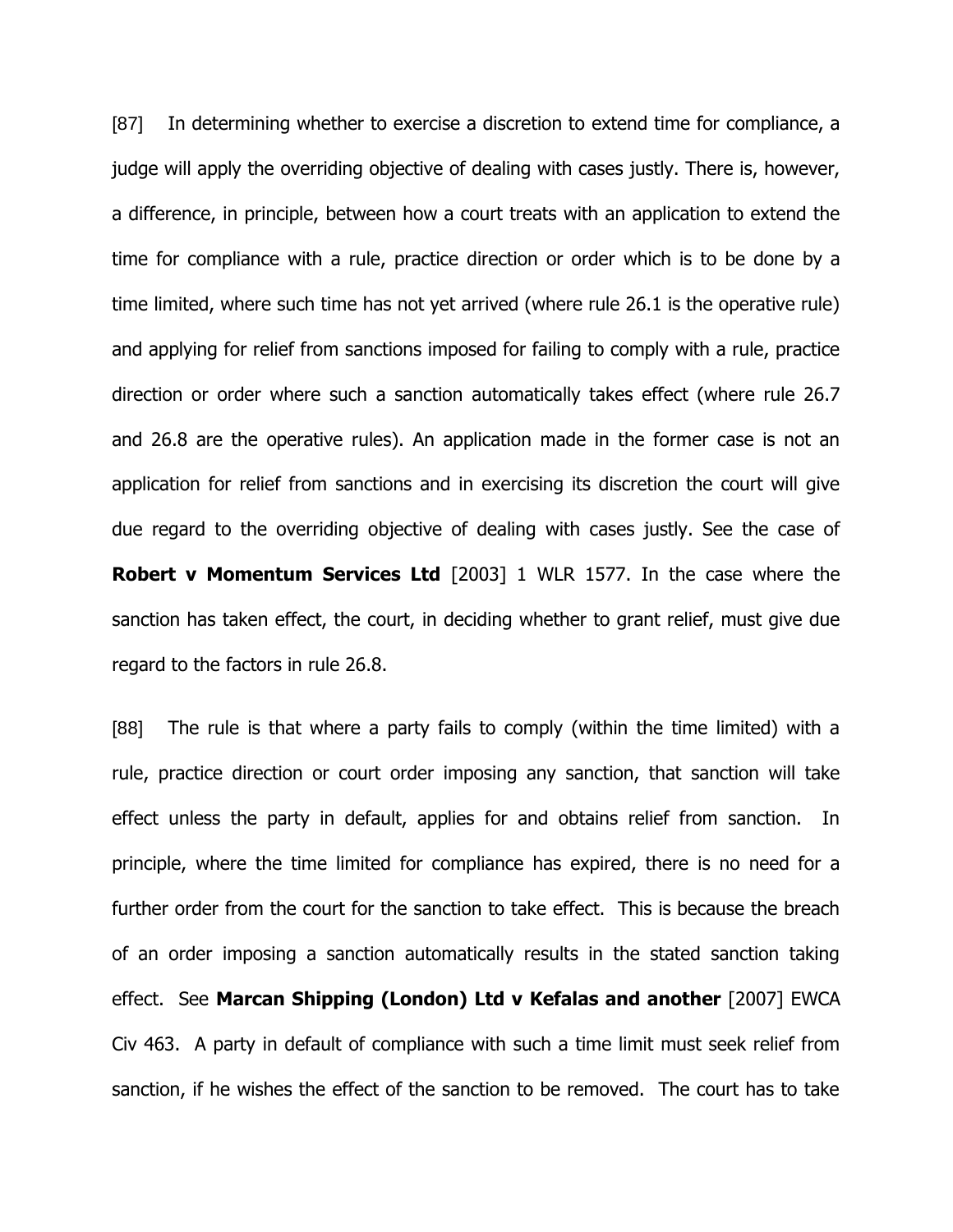[87] In determining whether to exercise a discretion to extend time for compliance, a judge will apply the overriding objective of dealing with cases justly. There is, however, a difference, in principle, between how a court treats with an application to extend the time for compliance with a rule, practice direction or order which is to be done by a time limited, where such time has not yet arrived (where rule 26.1 is the operative rule) and applying for relief from sanctions imposed for failing to comply with a rule, practice direction or order where such a sanction automatically takes effect (where rule 26.7 and 26.8 are the operative rules). An application made in the former case is not an application for relief from sanctions and in exercising its discretion the court will give due regard to the overriding objective of dealing with cases justly. See the case of **Robert v Momentum Services Ltd** [2003] 1 WLR 1577. In the case where the sanction has taken effect, the court, in deciding whether to grant relief, must give due regard to the factors in rule 26.8.

[88] The rule is that where a party fails to comply (within the time limited) with a rule, practice direction or court order imposing any sanction, that sanction will take effect unless the party in default, applies for and obtains relief from sanction. In principle, where the time limited for compliance has expired, there is no need for a further order from the court for the sanction to take effect. This is because the breach of an order imposing a sanction automatically results in the stated sanction taking effect. See **Marcan Shipping (London) Ltd v Kefalas and another** [2007] EWCA Civ 463. A party in default of compliance with such a time limit must seek relief from sanction, if he wishes the effect of the sanction to be removed. The court has to take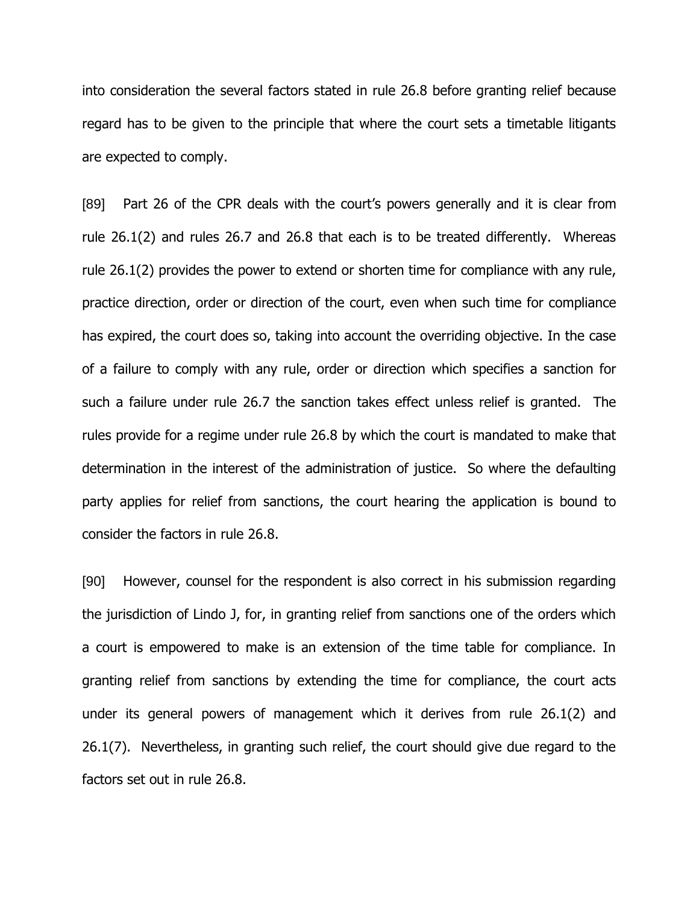into consideration the several factors stated in rule 26.8 before granting relief because regard has to be given to the principle that where the court sets a timetable litigants are expected to comply.

[89] Part 26 of the CPR deals with the court's powers generally and it is clear from rule 26.1(2) and rules 26.7 and 26.8 that each is to be treated differently. Whereas rule 26.1(2) provides the power to extend or shorten time for compliance with any rule, practice direction, order or direction of the court, even when such time for compliance has expired, the court does so, taking into account the overriding objective. In the case of a failure to comply with any rule, order or direction which specifies a sanction for such a failure under rule 26.7 the sanction takes effect unless relief is granted. The rules provide for a regime under rule 26.8 by which the court is mandated to make that determination in the interest of the administration of justice. So where the defaulting party applies for relief from sanctions, the court hearing the application is bound to consider the factors in rule 26.8.

[90] However, counsel for the respondent is also correct in his submission regarding the jurisdiction of Lindo J, for, in granting relief from sanctions one of the orders which a court is empowered to make is an extension of the time table for compliance. In granting relief from sanctions by extending the time for compliance, the court acts under its general powers of management which it derives from rule 26.1(2) and 26.1(7). Nevertheless, in granting such relief, the court should give due regard to the factors set out in rule 26.8.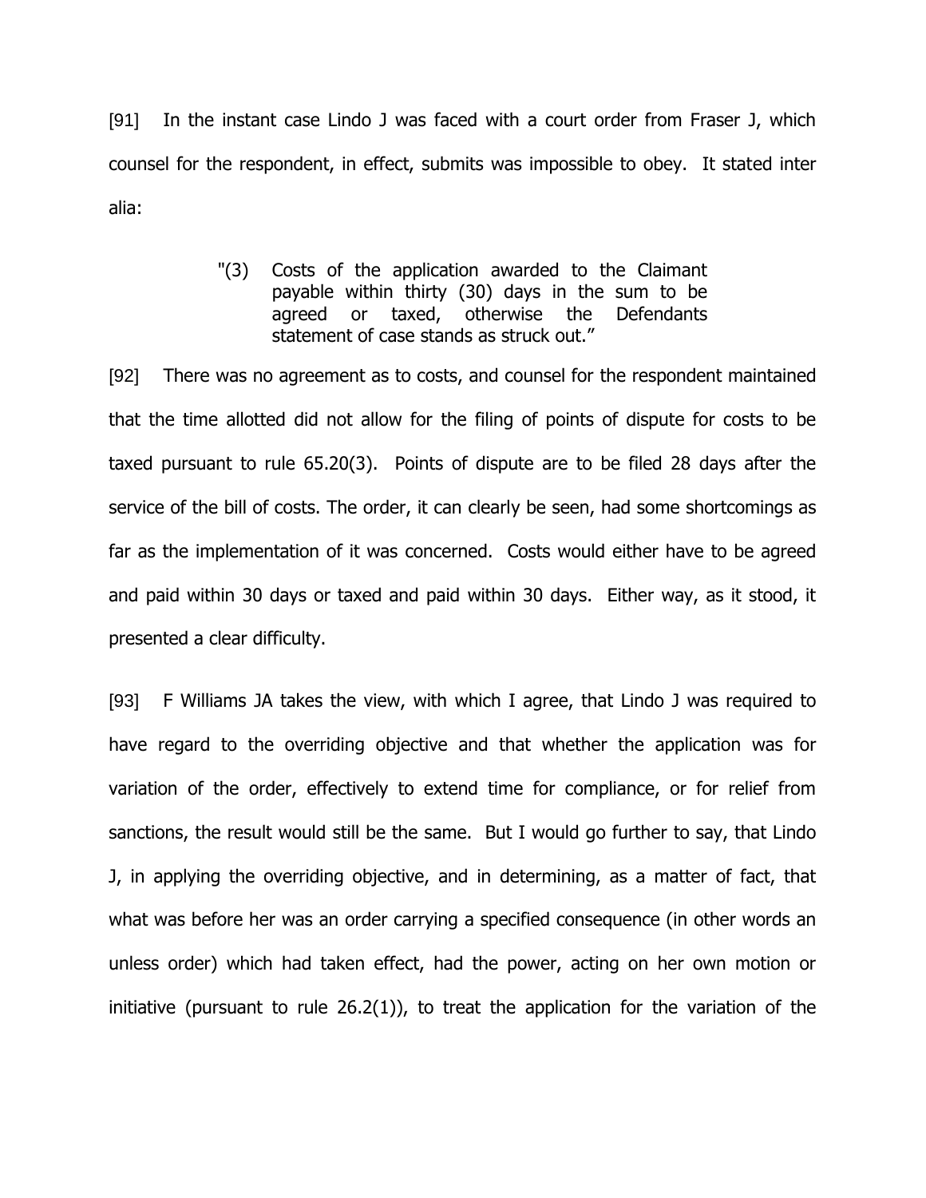[91] In the instant case Lindo J was faced with a court order from Fraser J, which counsel for the respondent, in effect, submits was impossible to obey. It stated inter alia:

> "(3) Costs of the application awarded to the Claimant payable within thirty (30) days in the sum to be agreed or taxed, otherwise the Defendants statement of case stands as struck out."

[92] There was no agreement as to costs, and counsel for the respondent maintained that the time allotted did not allow for the filing of points of dispute for costs to be taxed pursuant to rule 65.20(3). Points of dispute are to be filed 28 days after the service of the bill of costs. The order, it can clearly be seen, had some shortcomings as far as the implementation of it was concerned. Costs would either have to be agreed and paid within 30 days or taxed and paid within 30 days. Either way, as it stood, it presented a clear difficulty.

[93] F Williams JA takes the view, with which I agree, that Lindo J was required to have regard to the overriding objective and that whether the application was for variation of the order, effectively to extend time for compliance, or for relief from sanctions, the result would still be the same. But I would go further to say, that Lindo J, in applying the overriding objective, and in determining, as a matter of fact, that what was before her was an order carrying a specified consequence (in other words an unless order) which had taken effect, had the power, acting on her own motion or initiative (pursuant to rule 26.2(1)), to treat the application for the variation of the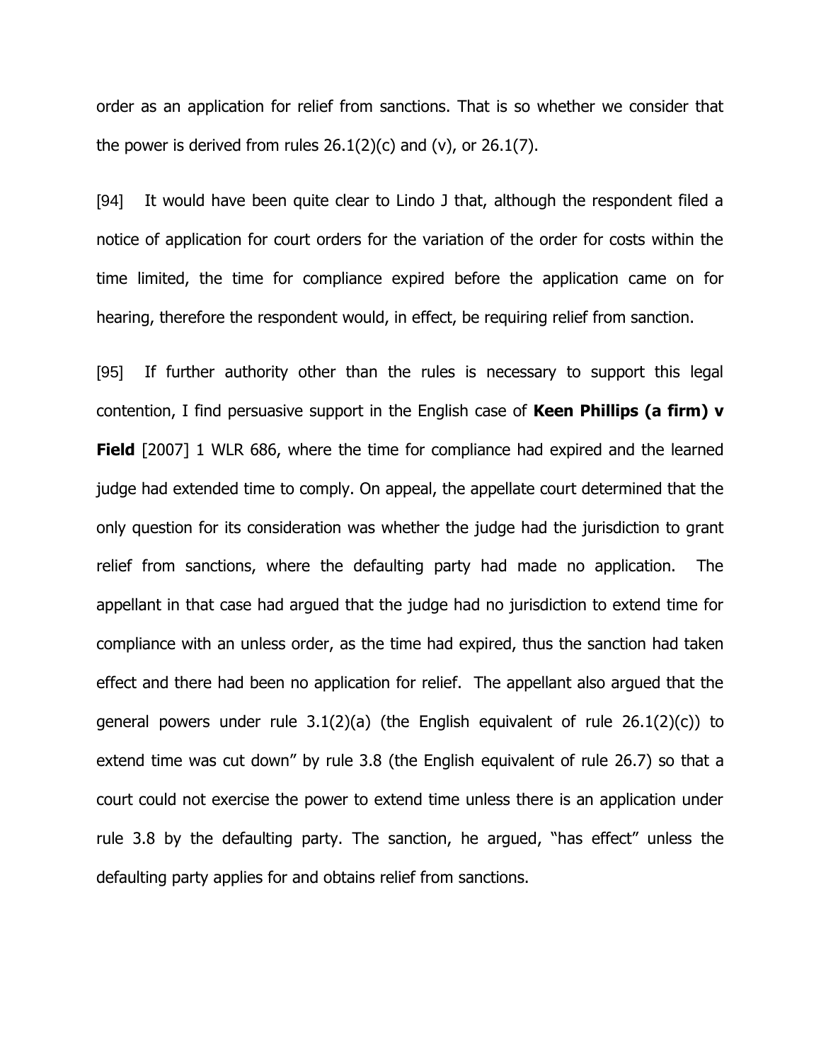order as an application for relief from sanctions. That is so whether we consider that the power is derived from rules 26.1(2)(c) and (v), or 26.1(7).

[94] It would have been quite clear to Lindo J that, although the respondent filed a notice of application for court orders for the variation of the order for costs within the time limited, the time for compliance expired before the application came on for hearing, therefore the respondent would, in effect, be requiring relief from sanction.

[95] If further authority other than the rules is necessary to support this legal contention, I find persuasive support in the English case of **Keen Phillips (a firm) v Field** [2007] 1 WLR 686, where the time for compliance had expired and the learned judge had extended time to comply. On appeal, the appellate court determined that the only question for its consideration was whether the judge had the jurisdiction to grant relief from sanctions, where the defaulting party had made no application. The appellant in that case had argued that the judge had no jurisdiction to extend time for compliance with an unless order, as the time had expired, thus the sanction had taken effect and there had been no application for relief. The appellant also argued that the general powers under rule 3.1(2)(a) (the English equivalent of rule 26.1(2)(c)) to extend time was cut down" by rule 3.8 (the English equivalent of rule 26.7) so that a court could not exercise the power to extend time unless there is an application under rule 3.8 by the defaulting party. The sanction, he argued, "has effect" unless the defaulting party applies for and obtains relief from sanctions.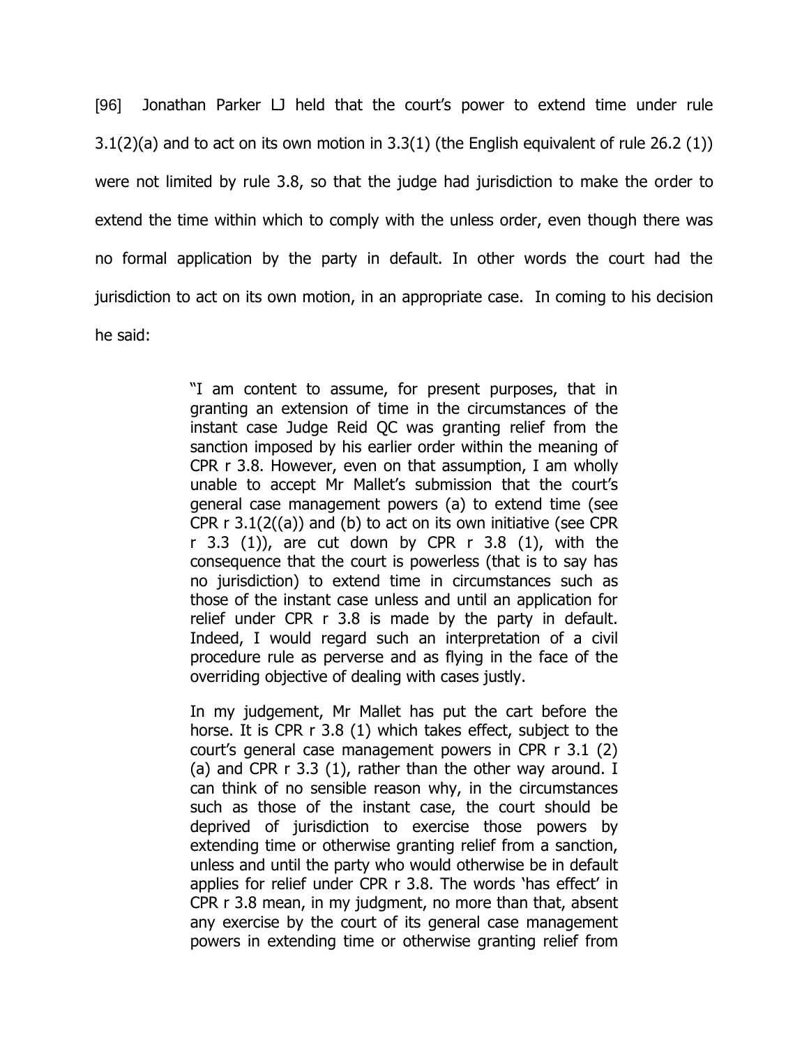[96] Jonathan Parker LJ held that the court's power to extend time under rule 3.1(2)(a) and to act on its own motion in 3.3(1) (the English equivalent of rule 26.2 (1)) were not limited by rule 3.8, so that the judge had jurisdiction to make the order to extend the time within which to comply with the unless order, even though there was no formal application by the party in default. In other words the court had the jurisdiction to act on its own motion, in an appropriate case. In coming to his decision he said:

> "I am content to assume, for present purposes, that in granting an extension of time in the circumstances of the instant case Judge Reid QC was granting relief from the sanction imposed by his earlier order within the meaning of CPR r 3.8. However, even on that assumption, I am wholly unable to accept Mr Mallet's submission that the court's general case management powers (a) to extend time (see CPR r 3.1(2((a)) and (b) to act on its own initiative (see CPR r 3.3 (1)), are cut down by CPR r 3.8 (1), with the consequence that the court is powerless (that is to say has no jurisdiction) to extend time in circumstances such as those of the instant case unless and until an application for relief under CPR r 3.8 is made by the party in default. Indeed, I would regard such an interpretation of a civil procedure rule as perverse and as flying in the face of the overriding objective of dealing with cases justly.
>
> In my judgement, Mr Mallet has put the cart before the horse. It is CPR r 3.8 (1) which takes effect, subject to the court's general case management powers in CPR r 3.1 (2) (a) and CPR r 3.3 (1), rather than the other way around. I can think of no sensible reason why, in the circumstances such as those of the instant case, the court should be deprived of jurisdiction to exercise those powers by extending time or otherwise granting relief from a sanction, unless and until the party who would otherwise be in default applies for relief under CPR r 3.8. The words 'has effect' in CPR r 3.8 mean, in my judgment, no more than that, absent any exercise by the court of its general case management powers in extending time or otherwise granting relief from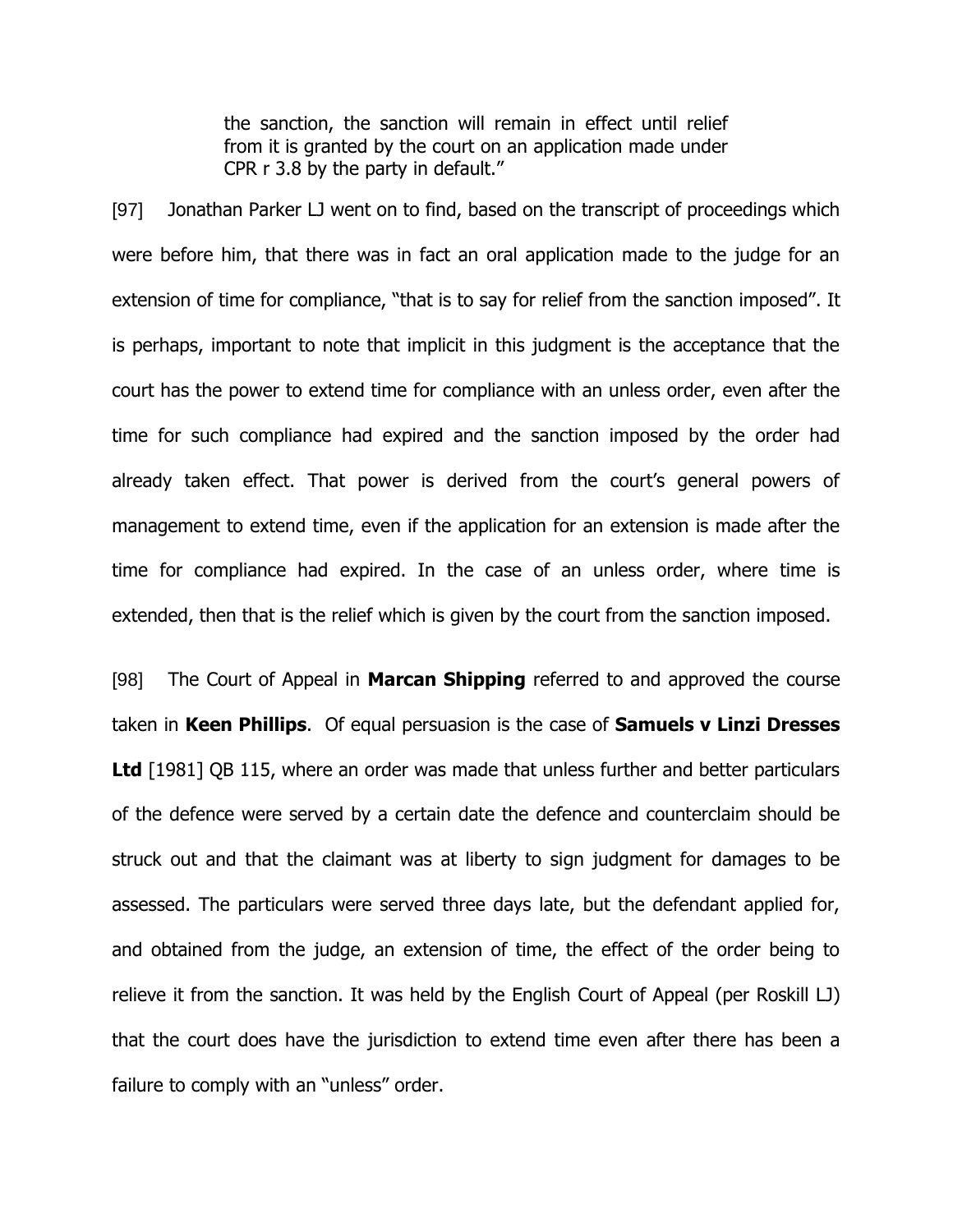> the sanction, the sanction will remain in effect until relief from it is granted by the court on an application made under CPR r 3.8 by the party in default."

[97] Jonathan Parker LJ went on to find, based on the transcript of proceedings which were before him, that there was in fact an oral application made to the judge for an extension of time for compliance, "that is to say for relief from the sanction imposed". It is perhaps, important to note that implicit in this judgment is the acceptance that the court has the power to extend time for compliance with an unless order, even after the time for such compliance had expired and the sanction imposed by the order had already taken effect. That power is derived from the court's general powers of management to extend time, even if the application for an extension is made after the time for compliance had expired. In the case of an unless order, where time is extended, then that is the relief which is given by the court from the sanction imposed.

[98] The Court of Appeal in **Marcan Shipping** referred to and approved the course taken in **Keen Phillips**. Of equal persuasion is the case of **Samuels v Linzi Dresses Ltd** [1981] QB 115, where an order was made that unless further and better particulars of the defence were served by a certain date the defence and counterclaim should be struck out and that the claimant was at liberty to sign judgment for damages to be assessed. The particulars were served three days late, but the defendant applied for, and obtained from the judge, an extension of time, the effect of the order being to relieve it from the sanction. It was held by the English Court of Appeal (per Roskill LJ) that the court does have the jurisdiction to extend time even after there has been a failure to comply with an "unless" order.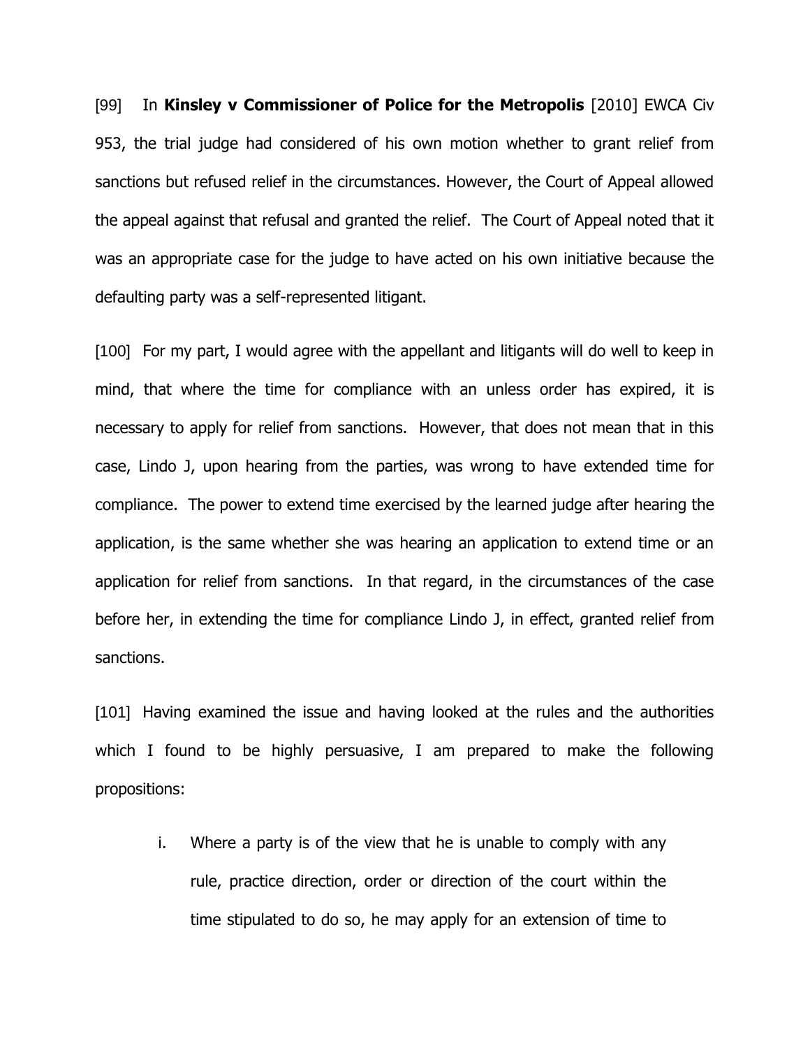[99] In **Kinsley v Commissioner of Police for the Metropolis** [2010] EWCA Civ 953, the trial judge had considered of his own motion whether to grant relief from sanctions but refused relief in the circumstances. However, the Court of Appeal allowed the appeal against that refusal and granted the relief. The Court of Appeal noted that it was an appropriate case for the judge to have acted on his own initiative because the defaulting party was a self-represented litigant.

[100] For my part, I would agree with the appellant and litigants will do well to keep in mind, that where the time for compliance with an unless order has expired, it is necessary to apply for relief from sanctions. However, that does not mean that in this case, Lindo J, upon hearing from the parties, was wrong to have extended time for compliance. The power to extend time exercised by the learned judge after hearing the application, is the same whether she was hearing an application to extend time or an application for relief from sanctions. In that regard, in the circumstances of the case before her, in extending the time for compliance Lindo J, in effect, granted relief from sanctions.

[101] Having examined the issue and having looked at the rules and the authorities which I found to be highly persuasive, I am prepared to make the following propositions:

> i. Where a party is of the view that he is unable to comply with any rule, practice direction, order or direction of the court within the time stipulated to do so, he may apply for an extension of time to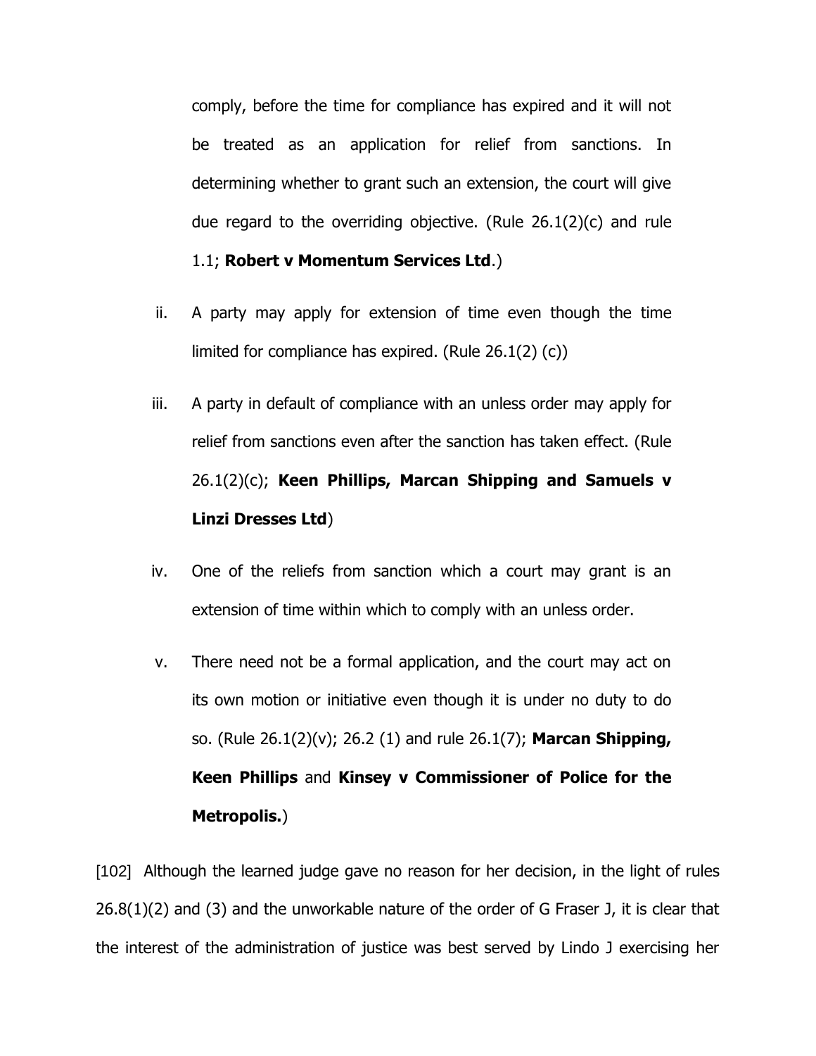comply, before the time for compliance has expired and it will not be treated as an application for relief from sanctions. In determining whether to grant such an extension, the court will give due regard to the overriding objective. (Rule 26.1(2)(c) and rule 1.1; **Robert v Momentum Services Ltd**.)

ii. A party may apply for extension of time even though the time limited for compliance has expired. (Rule 26.1(2) (c))

iii. A party in default of compliance with an unless order may apply for relief from sanctions even after the sanction has taken effect. (Rule 26.1(2)(c); **Keen Phillips, Marcan Shipping and Samuels v Linzi Dresses Ltd**)

iv. One of the reliefs from sanction which a court may grant is an extension of time within which to comply with an unless order.

v. There need not be a formal application, and the court may act on its own motion or initiative even though it is under no duty to do so. (Rule 26.1(2)(v); 26.2 (1) and rule 26.1(7); **Marcan Shipping, Keen Phillips** and **Kinsey v Commissioner of Police for the Metropolis.**)

[102] Although the learned judge gave no reason for her decision, in the light of rules 26.8(1)(2) and (3) and the unworkable nature of the order of G Fraser J, it is clear that the interest of the administration of justice was best served by Lindo J exercising her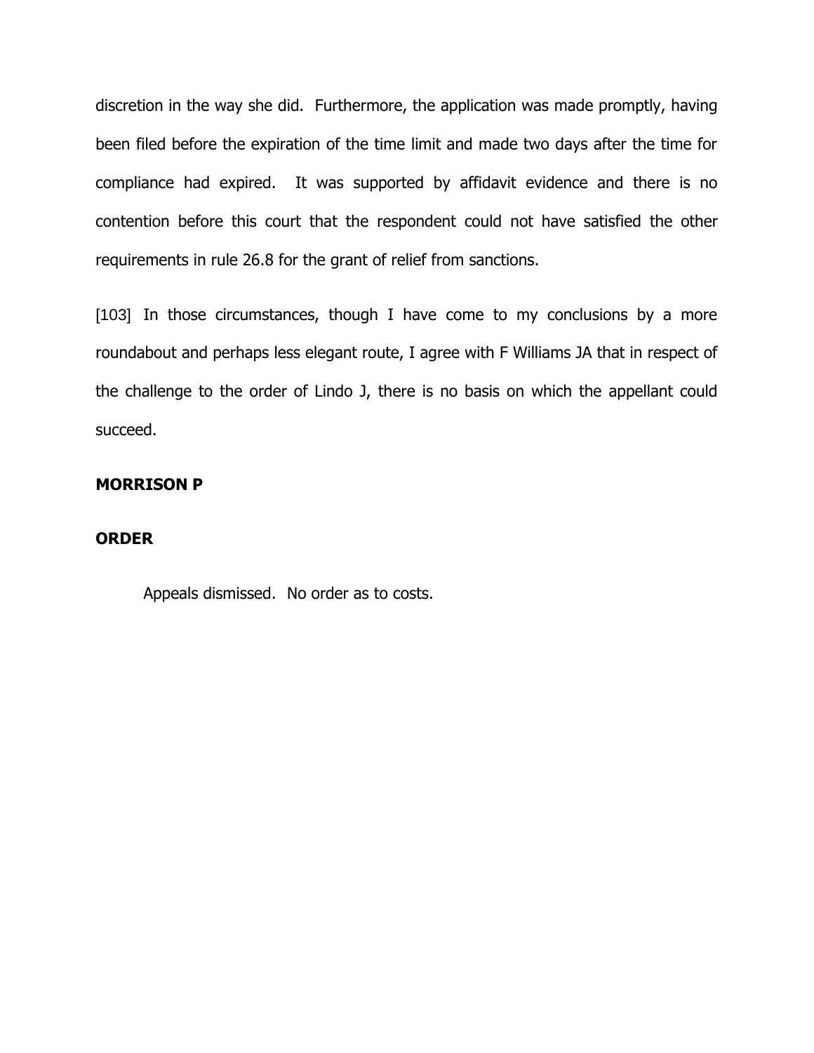discretion in the way she did. Furthermore, the application was made promptly, having been filed before the expiration of the time limit and made two days after the time for compliance had expired. It was supported by affidavit evidence and there is no contention before this court that the respondent could not have satisfied the other requirements in rule 26.8 for the grant of relief from sanctions.

[103] In those circumstances, though I have come to my conclusions by a more roundabout and perhaps less elegant route, I agree with F Williams JA that in respect of the challenge to the order of Lindo J, there is no basis on which the appellant could succeed.

**MORRISON P**

**ORDER**

Appeals dismissed. No order as to costs.